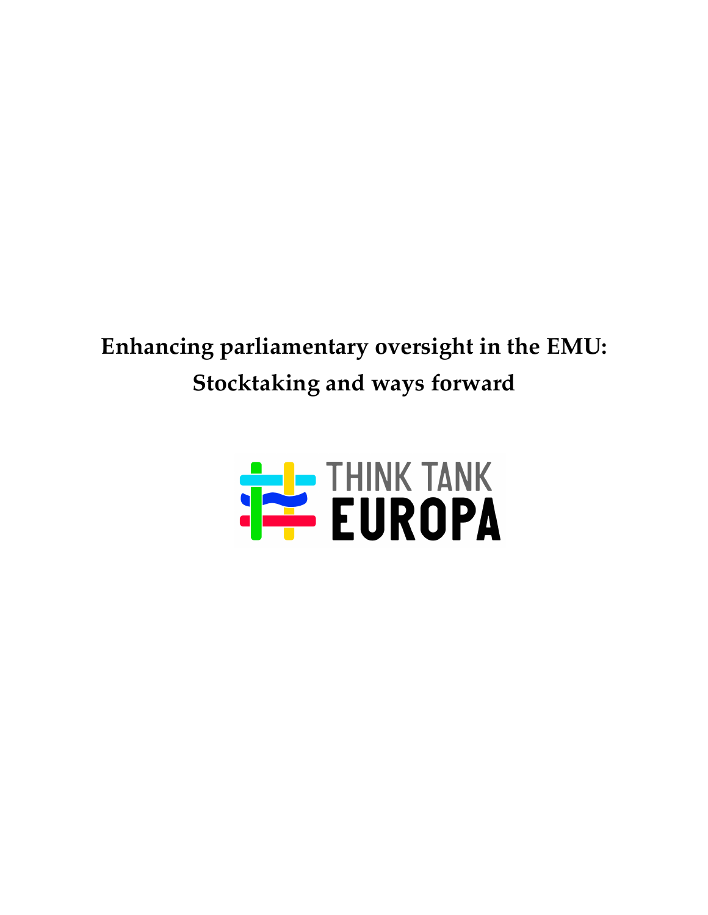# Enhancing parliamentary oversight in the EMU: Stocktaking and ways forward

THINK TANK EUROPA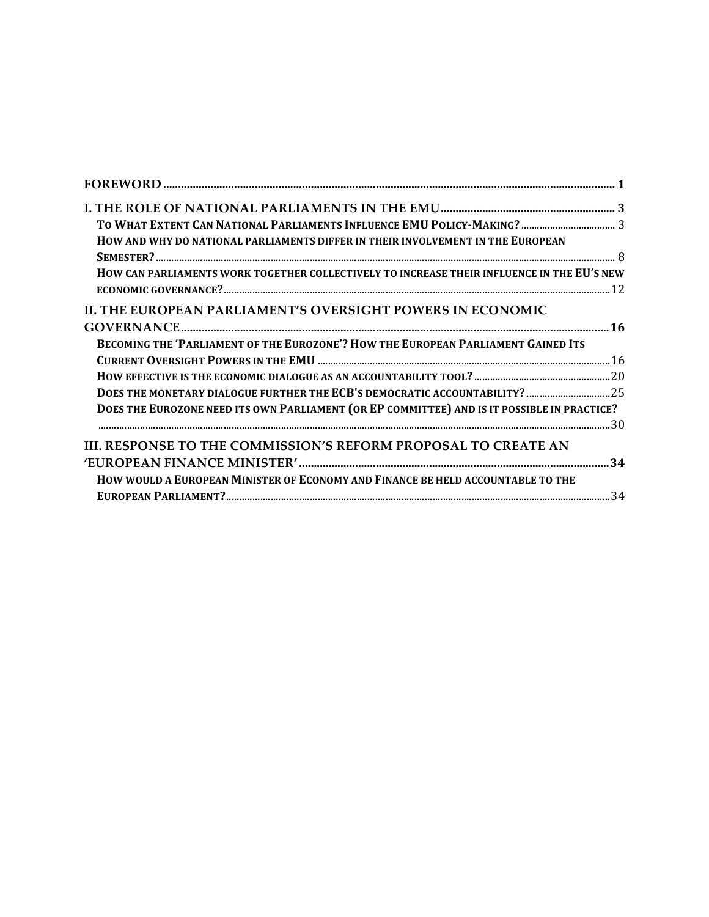FOREWORD ..... 1

I. THE ROLE OF NATIONAL PARLIAMENTS IN THE EMU ..... 3

- To What Extent Can National Parliaments Influence EMU Policy-Making? ..... 3
- How and why do national parliaments differ in their involvement in the European Semester? ..... 8
- How can parliaments work together collectively to increase their influence in the EU's new economic governance? ..... 12

II. THE EUROPEAN PARLIAMENT'S OVERSIGHT POWERS IN ECONOMIC GOVERNANCE ..... 16

- Becoming the 'Parliament of the Eurozone'? How the European Parliament Gained Its Current Oversight Powers in the EMU ..... 16
- How effective is the economic dialogue as an accountability tool? ..... 20
- Does the monetary dialogue further the ECB's democratic accountability? ..... 25
- Does the Eurozone need its own Parliament (or EP committee) and is it possible in practice? ..... 30

III. RESPONSE TO THE COMMISSION'S REFORM PROPOSAL TO CREATE AN 'EUROPEAN FINANCE MINISTER' ..... 34

- How would a European Minister of Economy and Finance be held accountable to the European Parliament? ..... 34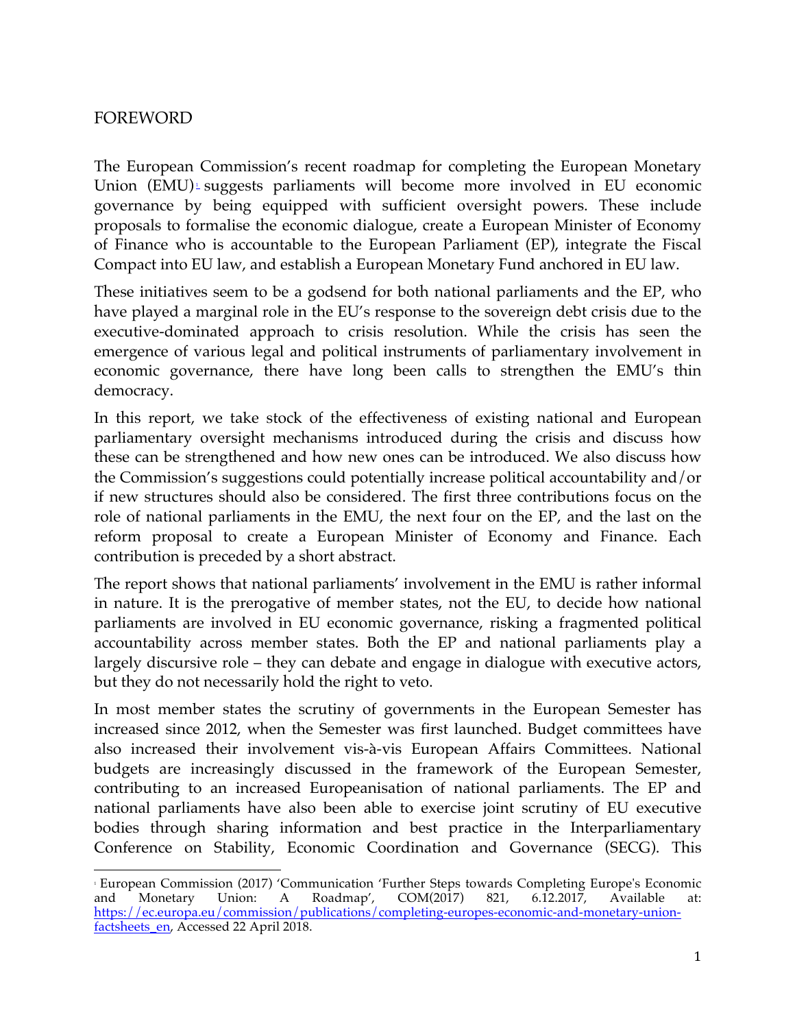## FOREWORD

The European Commission's recent roadmap for completing the European Monetary Union (EMU)[1] suggests parliaments will become more involved in EU economic governance by being equipped with sufficient oversight powers. These include proposals to formalise the economic dialogue, create a European Minister of Economy of Finance who is accountable to the European Parliament (EP), integrate the Fiscal Compact into EU law, and establish a European Monetary Fund anchored in EU law.

These initiatives seem to be a godsend for both national parliaments and the EP, who have played a marginal role in the EU's response to the sovereign debt crisis due to the executive-dominated approach to crisis resolution. While the crisis has seen the emergence of various legal and political instruments of parliamentary involvement in economic governance, there have long been calls to strengthen the EMU's thin democracy.

In this report, we take stock of the effectiveness of existing national and European parliamentary oversight mechanisms introduced during the crisis and discuss how these can be strengthened and how new ones can be introduced. We also discuss how the Commission's suggestions could potentially increase political accountability and/or if new structures should also be considered. The first three contributions focus on the role of national parliaments in the EMU, the next four on the EP, and the last on the reform proposal to create a European Minister of Economy and Finance. Each contribution is preceded by a short abstract.

The report shows that national parliaments' involvement in the EMU is rather informal in nature. It is the prerogative of member states, not the EU, to decide how national parliaments are involved in EU economic governance, risking a fragmented political accountability across member states. Both the EP and national parliaments play a largely discursive role – they can debate and engage in dialogue with executive actors, but they do not necessarily hold the right to veto.

In most member states the scrutiny of governments in the European Semester has increased since 2012, when the Semester was first launched. Budget committees have also increased their involvement vis-à-vis European Affairs Committees. National budgets are increasingly discussed in the framework of the European Semester, contributing to an increased Europeanisation of national parliaments. The EP and national parliaments have also been able to exercise joint scrutiny of EU executive bodies through sharing information and best practice in the Interparliamentary Conference on Stability, Economic Coordination and Governance (SECG). This

---

[1] European Commission (2017) 'Communication 'Further Steps towards Completing Europe's Economic and Monetary Union: A Roadmap', COM(2017) 821, 6.12.2017, Available at: https://ec.europa.eu/commission/publications/completing-europes-economic-and-monetary-union-factsheets_en, Accessed 22 April 2018.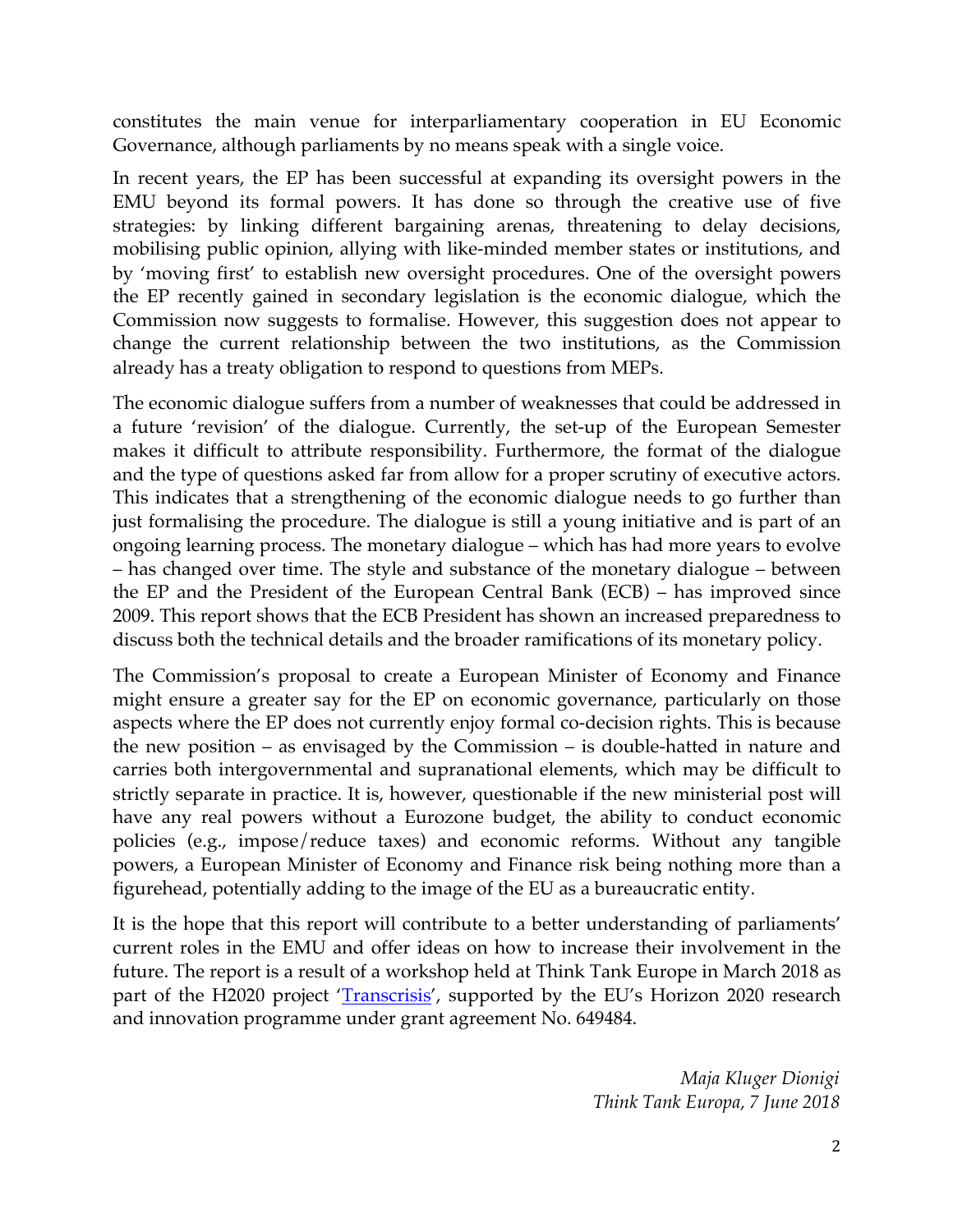constitutes the main venue for interparliamentary cooperation in EU Economic Governance, although parliaments by no means speak with a single voice.

In recent years, the EP has been successful at expanding its oversight powers in the EMU beyond its formal powers. It has done so through the creative use of five strategies: by linking different bargaining arenas, threatening to delay decisions, mobilising public opinion, allying with like-minded member states or institutions, and by 'moving first' to establish new oversight procedures. One of the oversight powers the EP recently gained in secondary legislation is the economic dialogue, which the Commission now suggests to formalise. However, this suggestion does not appear to change the current relationship between the two institutions, as the Commission already has a treaty obligation to respond to questions from MEPs.

The economic dialogue suffers from a number of weaknesses that could be addressed in a future 'revision' of the dialogue. Currently, the set-up of the European Semester makes it difficult to attribute responsibility. Furthermore, the format of the dialogue and the type of questions asked far from allow for a proper scrutiny of executive actors. This indicates that a strengthening of the economic dialogue needs to go further than just formalising the procedure. The dialogue is still a young initiative and is part of an ongoing learning process. The monetary dialogue – which has had more years to evolve – has changed over time. The style and substance of the monetary dialogue – between the EP and the President of the European Central Bank (ECB) – has improved since 2009. This report shows that the ECB President has shown an increased preparedness to discuss both the technical details and the broader ramifications of its monetary policy.

The Commission's proposal to create a European Minister of Economy and Finance might ensure a greater say for the EP on economic governance, particularly on those aspects where the EP does not currently enjoy formal co-decision rights. This is because the new position – as envisaged by the Commission – is double-hatted in nature and carries both intergovernmental and supranational elements, which may be difficult to strictly separate in practice. It is, however, questionable if the new ministerial post will have any real powers without a Eurozone budget, the ability to conduct economic policies (e.g., impose/reduce taxes) and economic reforms. Without any tangible powers, a European Minister of Economy and Finance risk being nothing more than a figurehead, potentially adding to the image of the EU as a bureaucratic entity.

It is the hope that this report will contribute to a better understanding of parliaments' current roles in the EMU and offer ideas on how to increase their involvement in the future. The report is a result of a workshop held at Think Tank Europe in March 2018 as part of the H2020 project 'Transcrisis', supported by the EU's Horizon 2020 research and innovation programme under grant agreement No. 649484.

*Maja Kluger Dionigi*
*Think Tank Europa, 7 June 2018*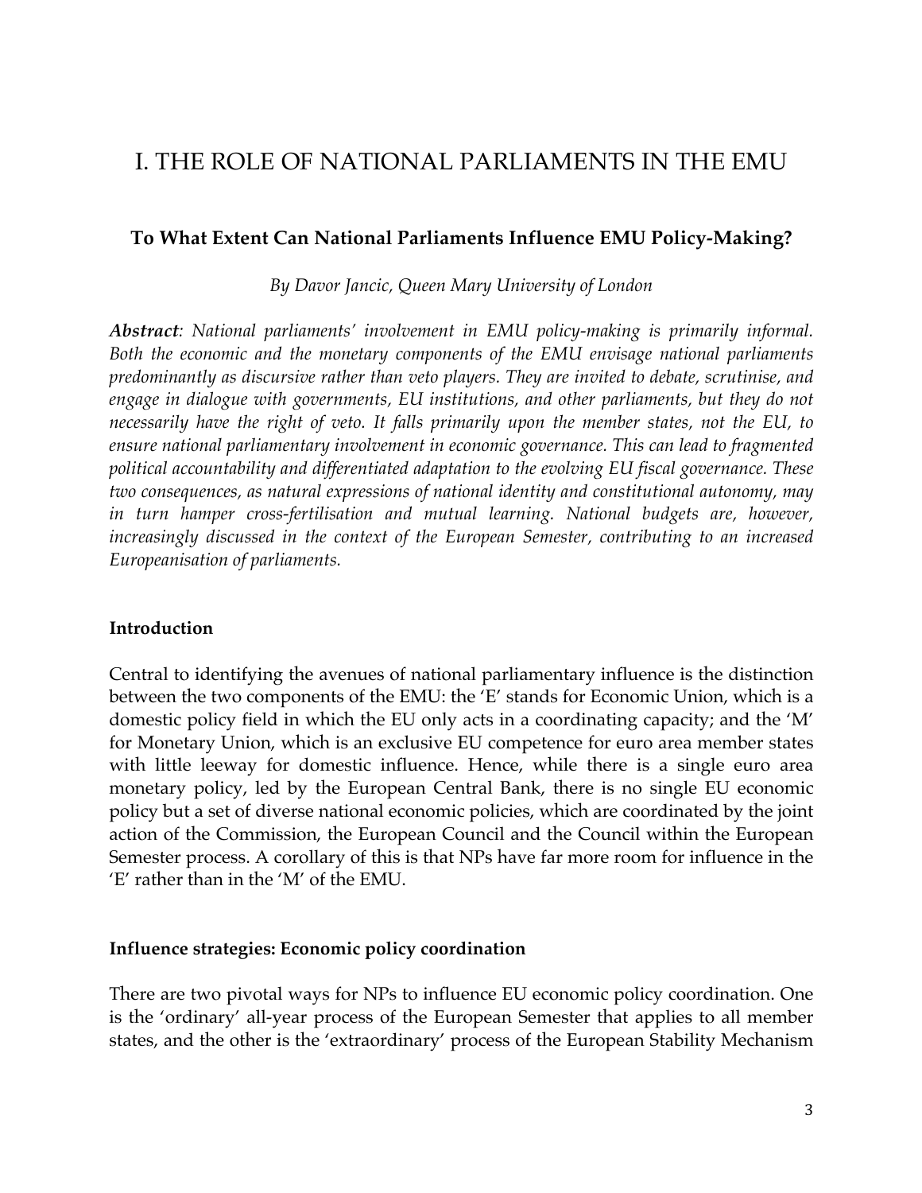# I. THE ROLE OF NATIONAL PARLIAMENTS IN THE EMU

## To What Extent Can National Parliaments Influence EMU Policy-Making?

*By Davor Jancic, Queen Mary University of London*

***Abstract**: National parliaments' involvement in EMU policy-making is primarily informal. Both the economic and the monetary components of the EMU envisage national parliaments predominantly as discursive rather than veto players. They are invited to debate, scrutinise, and engage in dialogue with governments, EU institutions, and other parliaments, but they do not necessarily have the right of veto. It falls primarily upon the member states, not the EU, to ensure national parliamentary involvement in economic governance. This can lead to fragmented political accountability and differentiated adaptation to the evolving EU fiscal governance. These two consequences, as natural expressions of national identity and constitutional autonomy, may in turn hamper cross-fertilisation and mutual learning. National budgets are, however, increasingly discussed in the context of the European Semester, contributing to an increased Europeanisation of parliaments.*

### Introduction

Central to identifying the avenues of national parliamentary influence is the distinction between the two components of the EMU: the 'E' stands for Economic Union, which is a domestic policy field in which the EU only acts in a coordinating capacity; and the 'M' for Monetary Union, which is an exclusive EU competence for euro area member states with little leeway for domestic influence. Hence, while there is a single euro area monetary policy, led by the European Central Bank, there is no single EU economic policy but a set of diverse national economic policies, which are coordinated by the joint action of the Commission, the European Council and the Council within the European Semester process. A corollary of this is that NPs have far more room for influence in the 'E' rather than in the 'M' of the EMU.

### Influence strategies: Economic policy coordination

There are two pivotal ways for NPs to influence EU economic policy coordination. One is the 'ordinary' all-year process of the European Semester that applies to all member states, and the other is the 'extraordinary' process of the European Stability Mechanism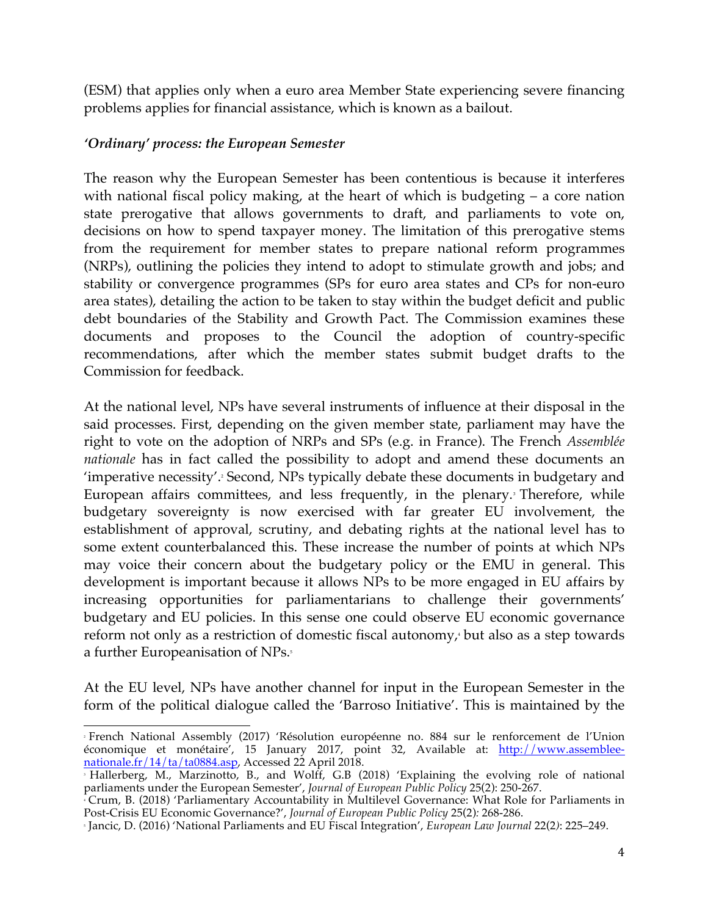(ESM) that applies only when a euro area Member State experiencing severe financing problems applies for financial assistance, which is known as a bailout.

### *'Ordinary' process: the European Semester*

The reason why the European Semester has been contentious is because it interferes with national fiscal policy making, at the heart of which is budgeting – a core nation state prerogative that allows governments to draft, and parliaments to vote on, decisions on how to spend taxpayer money. The limitation of this prerogative stems from the requirement for member states to prepare national reform programmes (NRPs), outlining the policies they intend to adopt to stimulate growth and jobs; and stability or convergence programmes (SPs for euro area states and CPs for non-euro area states), detailing the action to be taken to stay within the budget deficit and public debt boundaries of the Stability and Growth Pact. The Commission examines these documents and proposes to the Council the adoption of country-specific recommendations, after which the member states submit budget drafts to the Commission for feedback.

At the national level, NPs have several instruments of influence at their disposal in the said processes. First, depending on the given member state, parliament may have the right to vote on the adoption of NRPs and SPs (e.g. in France). The French *Assemblée nationale* has in fact called the possibility to adopt and amend these documents an 'imperative necessity'.[2] Second, NPs typically debate these documents in budgetary and European affairs committees, and less frequently, in the plenary.[3] Therefore, while budgetary sovereignty is now exercised with far greater EU involvement, the establishment of approval, scrutiny, and debating rights at the national level has to some extent counterbalanced this. These increase the number of points at which NPs may voice their concern about the budgetary policy or the EMU in general. This development is important because it allows NPs to be more engaged in EU affairs by increasing opportunities for parliamentarians to challenge their governments' budgetary and EU policies. In this sense one could observe EU economic governance reform not only as a restriction of domestic fiscal autonomy,[4] but also as a step towards a further Europeanisation of NPs.[5]

At the EU level, NPs have another channel for input in the European Semester in the form of the political dialogue called the 'Barroso Initiative'. This is maintained by the

---

[2] French National Assembly (2017) 'Résolution européenne no. 884 sur le renforcement de l'Union économique et monétaire', 15 January 2017, point 32, Available at: http://www.assemblee-nationale.fr/14/ta/ta0884.asp, Accessed 22 April 2018.

[3] Hallerberg, M., Marzinotto, B., and Wolff, G.B (2018) 'Explaining the evolving role of national parliaments under the European Semester', *Journal of European Public Policy* 25(2): 250-267.

[4] Crum, B. (2018) 'Parliamentary Accountability in Multilevel Governance: What Role for Parliaments in Post-Crisis EU Economic Governance?', *Journal of European Public Policy* 25(2): 268-286.

[5] Jancic, D. (2016) 'National Parliaments and EU Fiscal Integration', *European Law Journal* 22(2): 225–249.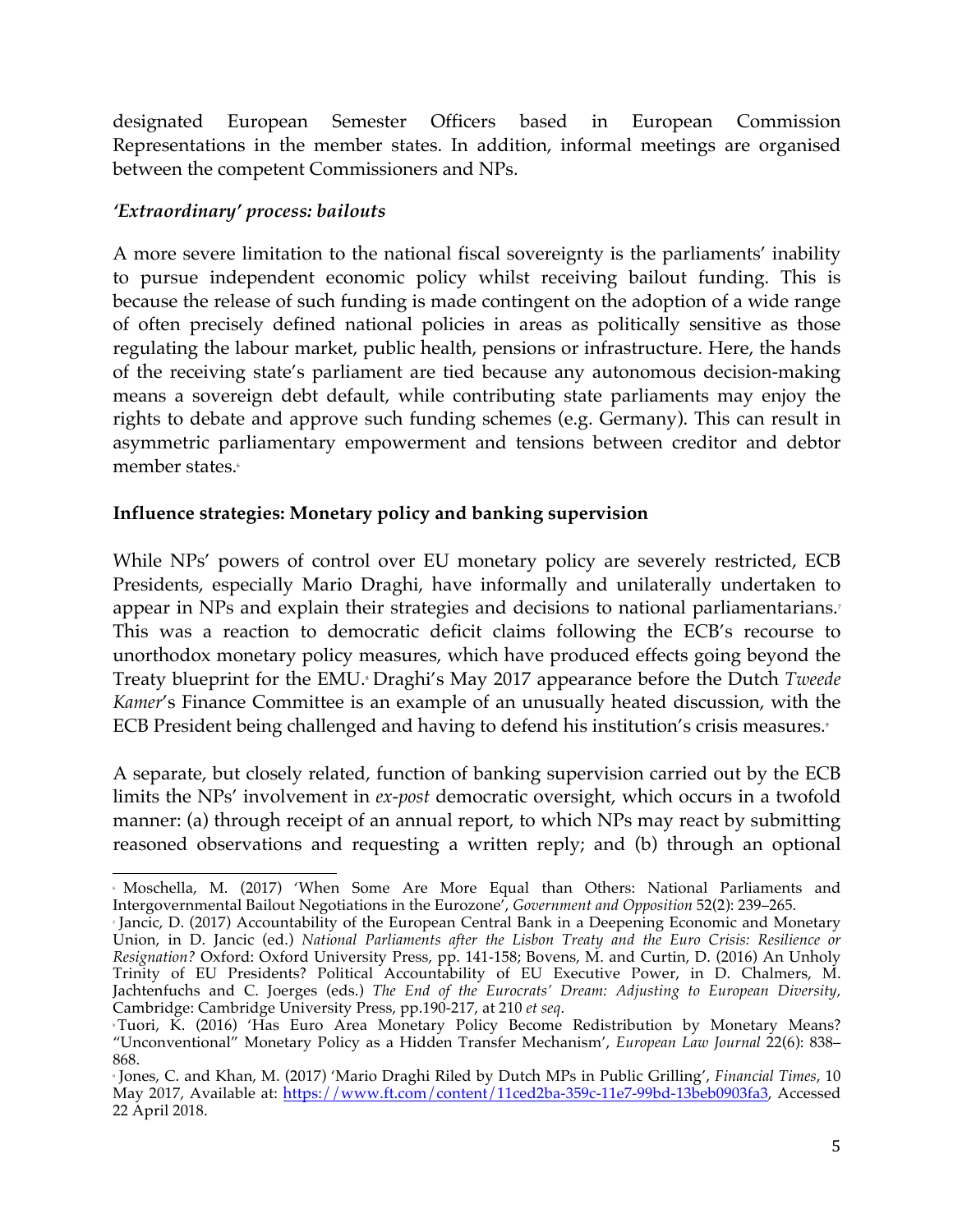designated European Semester Officers based in European Commission Representations in the member states. In addition, informal meetings are organised between the competent Commissioners and NPs.

### *'Extraordinary' process: bailouts*

A more severe limitation to the national fiscal sovereignty is the parliaments' inability to pursue independent economic policy whilst receiving bailout funding. This is because the release of such funding is made contingent on the adoption of a wide range of often precisely defined national policies in areas as politically sensitive as those regulating the labour market, public health, pensions or infrastructure. Here, the hands of the receiving state's parliament are tied because any autonomous decision-making means a sovereign debt default, while contributing state parliaments may enjoy the rights to debate and approve such funding schemes (e.g. Germany). This can result in asymmetric parliamentary empowerment and tensions between creditor and debtor member states.[6]

## Influence strategies: Monetary policy and banking supervision

While NPs' powers of control over EU monetary policy are severely restricted, ECB Presidents, especially Mario Draghi, have informally and unilaterally undertaken to appear in NPs and explain their strategies and decisions to national parliamentarians.[7] This was a reaction to democratic deficit claims following the ECB's recourse to unorthodox monetary policy measures, which have produced effects going beyond the Treaty blueprint for the EMU.[8] Draghi's May 2017 appearance before the Dutch *Tweede Kamer*'s Finance Committee is an example of an unusually heated discussion, with the ECB President being challenged and having to defend his institution's crisis measures.[9]

A separate, but closely related, function of banking supervision carried out by the ECB limits the NPs' involvement in *ex-post* democratic oversight, which occurs in a twofold manner: (a) through receipt of an annual report, to which NPs may react by submitting reasoned observations and requesting a written reply; and (b) through an optional

---

[6] Moschella, M. (2017) 'When Some Are More Equal than Others: National Parliaments and Intergovernmental Bailout Negotiations in the Eurozone', *Government and Opposition* 52(2): 239–265.

[7] Jancic, D. (2017) Accountability of the European Central Bank in a Deepening Economic and Monetary Union, in D. Jancic (ed.) *National Parliaments after the Lisbon Treaty and the Euro Crisis: Resilience or Resignation?* Oxford: Oxford University Press, pp. 141-158; Bovens, M. and Curtin, D. (2016) An Unholy Trinity of EU Presidents? Political Accountability of EU Executive Power, in D. Chalmers, M. Jachtenfuchs and C. Joerges (eds.) *The End of the Eurocrats' Dream: Adjusting to European Diversity*, Cambridge: Cambridge University Press, pp.190-217, at 210 *et seq*.

[8] Tuori, K. (2016) 'Has Euro Area Monetary Policy Become Redistribution by Monetary Means? "Unconventional" Monetary Policy as a Hidden Transfer Mechanism', *European Law Journal* 22(6): 838–868.

[9] Jones, C. and Khan, M. (2017) 'Mario Draghi Riled by Dutch MPs in Public Grilling', *Financial Times*, 10 May 2017, Available at: https://www.ft.com/content/11ced2ba-359c-11e7-99bd-13beb0903fa3, Accessed 22 April 2018.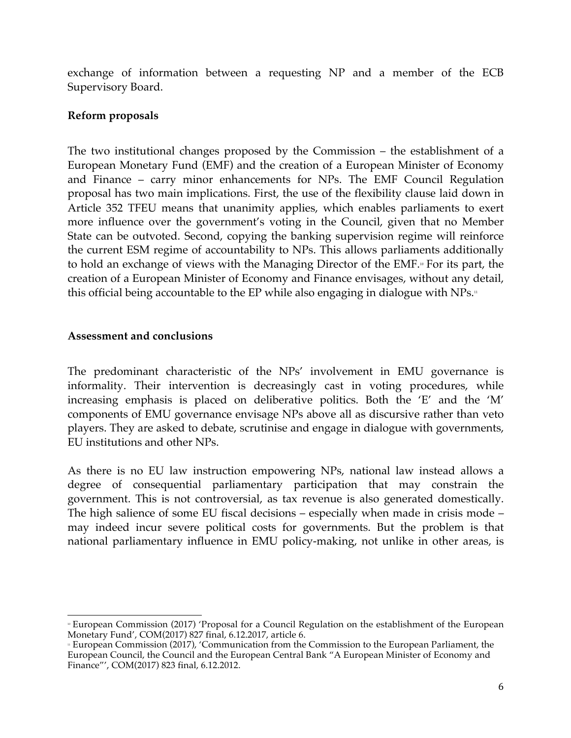exchange of information between a requesting NP and a member of the ECB Supervisory Board.

**Reform proposals**

The two institutional changes proposed by the Commission – the establishment of a European Monetary Fund (EMF) and the creation of a European Minister of Economy and Finance – carry minor enhancements for NPs. The EMF Council Regulation proposal has two main implications. First, the use of the flexibility clause laid down in Article 352 TFEU means that unanimity applies, which enables parliaments to exert more influence over the government's voting in the Council, given that no Member State can be outvoted. Second, copying the banking supervision regime will reinforce the current ESM regime of accountability to NPs. This allows parliaments additionally to hold an exchange of views with the Managing Director of the EMF.[10] For its part, the creation of a European Minister of Economy and Finance envisages, without any detail, this official being accountable to the EP while also engaging in dialogue with NPs.[11]

**Assessment and conclusions**

The predominant characteristic of the NPs' involvement in EMU governance is informality. Their intervention is decreasingly cast in voting procedures, while increasing emphasis is placed on deliberative politics. Both the 'E' and the 'M' components of EMU governance envisage NPs above all as discursive rather than veto players. They are asked to debate, scrutinise and engage in dialogue with governments, EU institutions and other NPs.

As there is no EU law instruction empowering NPs, national law instead allows a degree of consequential parliamentary participation that may constrain the government. This is not controversial, as tax revenue is also generated domestically. The high salience of some EU fiscal decisions – especially when made in crisis mode – may indeed incur severe political costs for governments. But the problem is that national parliamentary influence in EMU policy-making, not unlike in other areas, is

---

[10] European Commission (2017) 'Proposal for a Council Regulation on the establishment of the European Monetary Fund', COM(2017) 827 final, 6.12.2017, article 6.

[11] European Commission (2017), 'Communication from the Commission to the European Parliament, the European Council, the Council and the European Central Bank "A European Minister of Economy and Finance"', COM(2017) 823 final, 6.12.2012.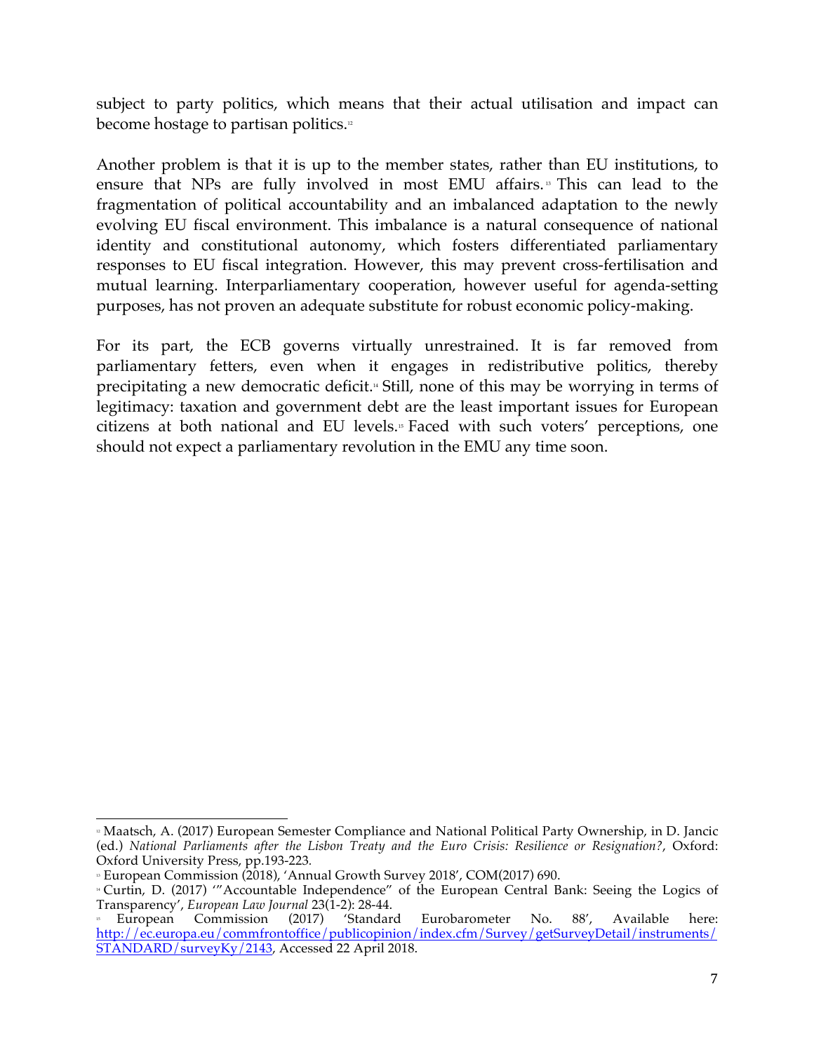subject to party politics, which means that their actual utilisation and impact can become hostage to partisan politics.[12]

Another problem is that it is up to the member states, rather than EU institutions, to ensure that NPs are fully involved in most EMU affairs.[13] This can lead to the fragmentation of political accountability and an imbalanced adaptation to the newly evolving EU fiscal environment. This imbalance is a natural consequence of national identity and constitutional autonomy, which fosters differentiated parliamentary responses to EU fiscal integration. However, this may prevent cross-fertilisation and mutual learning. Interparliamentary cooperation, however useful for agenda-setting purposes, has not proven an adequate substitute for robust economic policy-making.

For its part, the ECB governs virtually unrestrained. It is far removed from parliamentary fetters, even when it engages in redistributive politics, thereby precipitating a new democratic deficit.[14] Still, none of this may be worrying in terms of legitimacy: taxation and government debt are the least important issues for European citizens at both national and EU levels.[15] Faced with such voters' perceptions, one should not expect a parliamentary revolution in the EMU any time soon.

---

[12] Maatsch, A. (2017) European Semester Compliance and National Political Party Ownership, in D. Jancic (ed.) *National Parliaments after the Lisbon Treaty and the Euro Crisis: Resilience or Resignation?*, Oxford: Oxford University Press, pp.193-223.

[13] European Commission (2018), 'Annual Growth Survey 2018', COM(2017) 690.

[14] Curtin, D. (2017) '"Accountable Independence" of the European Central Bank: Seeing the Logics of Transparency', *European Law Journal* 23(1-2): 28-44.

[15] European Commission (2017) 'Standard Eurobarometer No. 88', Available here: http://ec.europa.eu/commfrontoffice/publicopinion/index.cfm/Survey/getSurveyDetail/instruments/STANDARD/surveyKy/2143, Accessed 22 April 2018.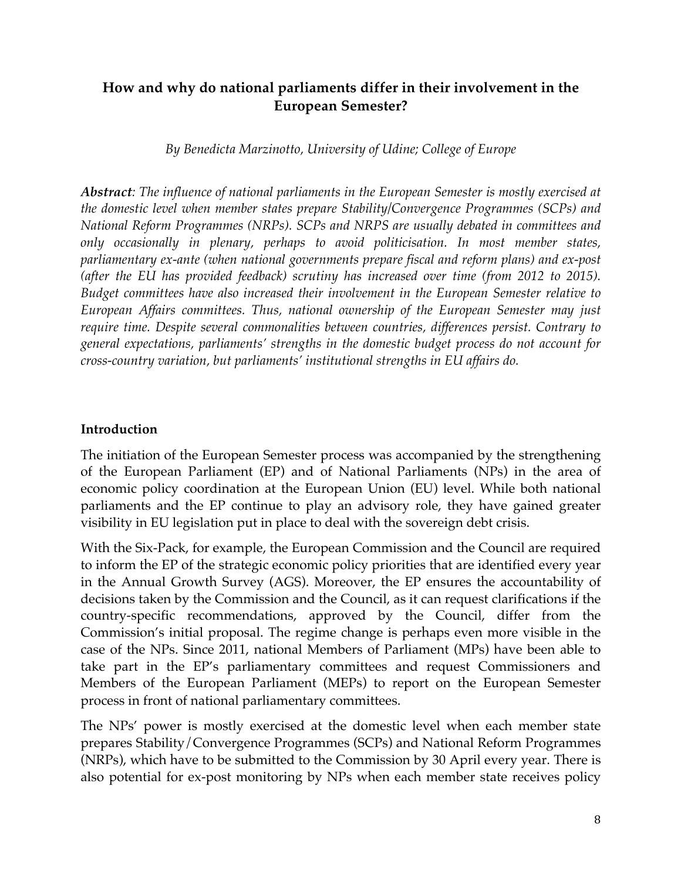## How and why do national parliaments differ in their involvement in the European Semester?

*By Benedicta Marzinotto, University of Udine; College of Europe*

***Abstract****: The influence of national parliaments in the European Semester is mostly exercised at the domestic level when member states prepare Stability/Convergence Programmes (SCPs) and National Reform Programmes (NRPs). SCPs and NRPS are usually debated in committees and only occasionally in plenary, perhaps to avoid politicisation. In most member states, parliamentary ex-ante (when national governments prepare fiscal and reform plans) and ex-post (after the EU has provided feedback) scrutiny has increased over time (from 2012 to 2015). Budget committees have also increased their involvement in the European Semester relative to European Affairs committees. Thus, national ownership of the European Semester may just require time. Despite several commonalities between countries, differences persist. Contrary to general expectations, parliaments' strengths in the domestic budget process do not account for cross-country variation, but parliaments' institutional strengths in EU affairs do.*

### Introduction

The initiation of the European Semester process was accompanied by the strengthening of the European Parliament (EP) and of National Parliaments (NPs) in the area of economic policy coordination at the European Union (EU) level. While both national parliaments and the EP continue to play an advisory role, they have gained greater visibility in EU legislation put in place to deal with the sovereign debt crisis.

With the Six-Pack, for example, the European Commission and the Council are required to inform the EP of the strategic economic policy priorities that are identified every year in the Annual Growth Survey (AGS). Moreover, the EP ensures the accountability of decisions taken by the Commission and the Council, as it can request clarifications if the country-specific recommendations, approved by the Council, differ from the Commission's initial proposal. The regime change is perhaps even more visible in the case of the NPs. Since 2011, national Members of Parliament (MPs) have been able to take part in the EP's parliamentary committees and request Commissioners and Members of the European Parliament (MEPs) to report on the European Semester process in front of national parliamentary committees.

The NPs' power is mostly exercised at the domestic level when each member state prepares Stability/Convergence Programmes (SCPs) and National Reform Programmes (NRPs), which have to be submitted to the Commission by 30 April every year. There is also potential for ex-post monitoring by NPs when each member state receives policy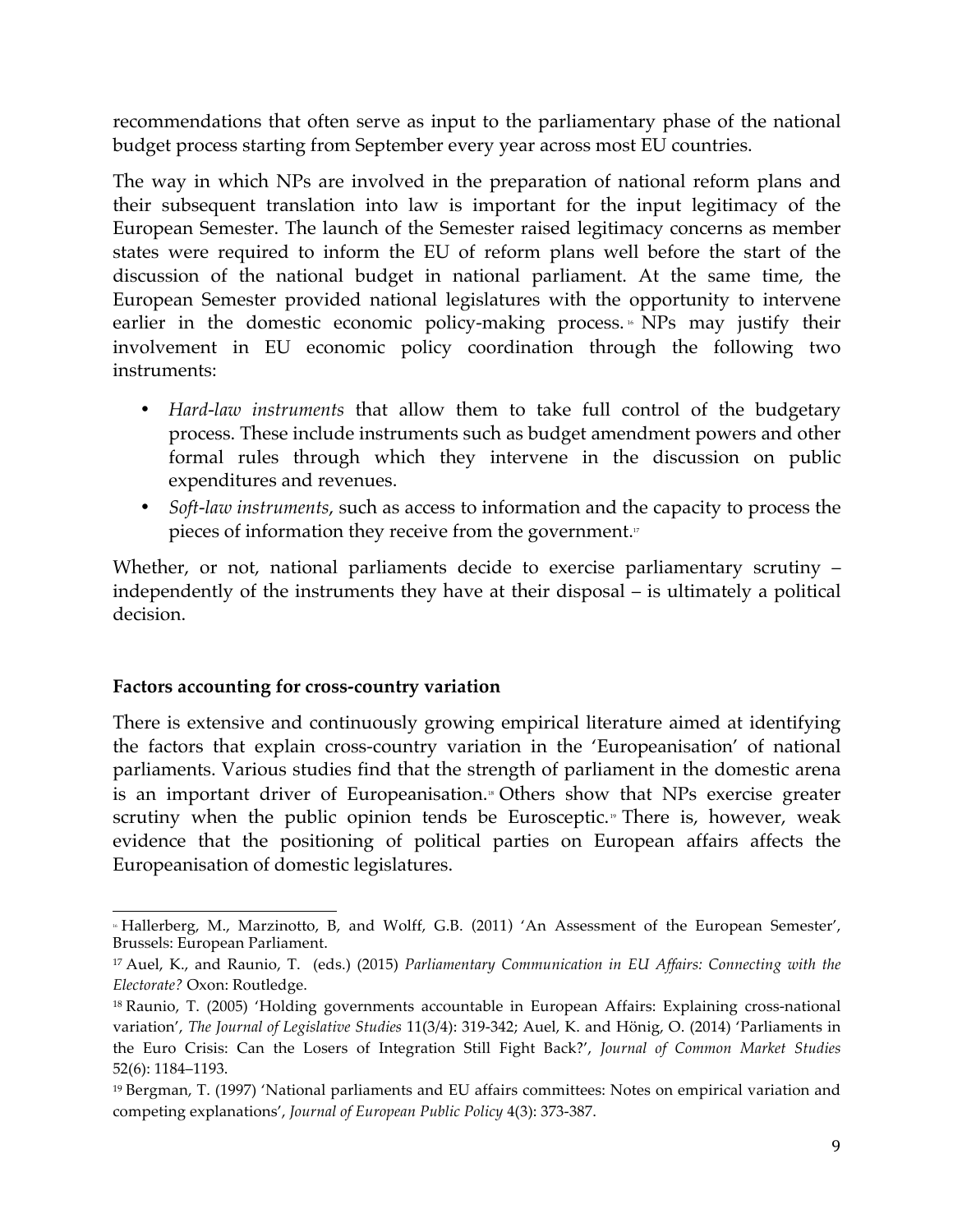recommendations that often serve as input to the parliamentary phase of the national budget process starting from September every year across most EU countries.

The way in which NPs are involved in the preparation of national reform plans and their subsequent translation into law is important for the input legitimacy of the European Semester. The launch of the Semester raised legitimacy concerns as member states were required to inform the EU of reform plans well before the start of the discussion of the national budget in national parliament. At the same time, the European Semester provided national legislatures with the opportunity to intervene earlier in the domestic economic policy-making process.[16] NPs may justify their involvement in EU economic policy coordination through the following two instruments:

- *Hard-law instruments* that allow them to take full control of the budgetary process. These include instruments such as budget amendment powers and other formal rules through which they intervene in the discussion on public expenditures and revenues.
- *Soft-law instruments*, such as access to information and the capacity to process the pieces of information they receive from the government.[17]

Whether, or not, national parliaments decide to exercise parliamentary scrutiny – independently of the instruments they have at their disposal – is ultimately a political decision.

**Factors accounting for cross-country variation**

There is extensive and continuously growing empirical literature aimed at identifying the factors that explain cross-country variation in the 'Europeanisation' of national parliaments. Various studies find that the strength of parliament in the domestic arena is an important driver of Europeanisation.[18] Others show that NPs exercise greater scrutiny when the public opinion tends be Eurosceptic.[19] There is, however, weak evidence that the positioning of political parties on European affairs affects the Europeanisation of domestic legislatures.

---

[16] Hallerberg, M., Marzinotto, B, and Wolff, G.B. (2011) 'An Assessment of the European Semester', Brussels: European Parliament.

[17] Auel, K., and Raunio, T. (eds.) (2015) *Parliamentary Communication in EU Affairs: Connecting with the Electorate?* Oxon: Routledge.

[18] Raunio, T. (2005) 'Holding governments accountable in European Affairs: Explaining cross-national variation', *The Journal of Legislative Studies* 11(3/4): 319-342; Auel, K. and Hönig, O. (2014) 'Parliaments in the Euro Crisis: Can the Losers of Integration Still Fight Back?', *Journal of Common Market Studies* 52(6): 1184–1193.

[19] Bergman, T. (1997) 'National parliaments and EU affairs committees: Notes on empirical variation and competing explanations', *Journal of European Public Policy* 4(3): 373-387.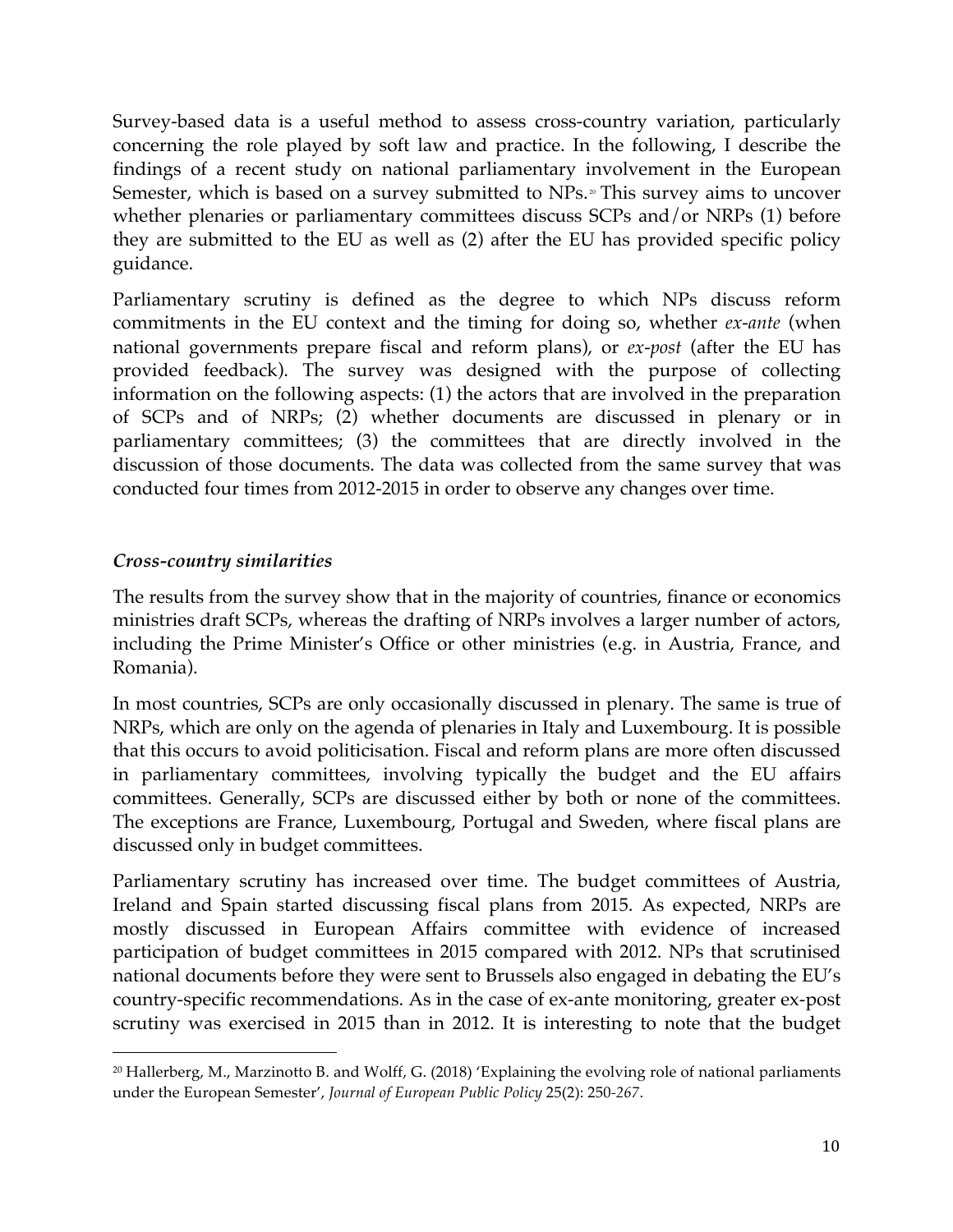Survey-based data is a useful method to assess cross-country variation, particularly concerning the role played by soft law and practice. In the following, I describe the findings of a recent study on national parliamentary involvement in the European Semester, which is based on a survey submitted to NPs.[20] This survey aims to uncover whether plenaries or parliamentary committees discuss SCPs and/or NRPs (1) before they are submitted to the EU as well as (2) after the EU has provided specific policy guidance.

Parliamentary scrutiny is defined as the degree to which NPs discuss reform commitments in the EU context and the timing for doing so, whether *ex-ante* (when national governments prepare fiscal and reform plans), or *ex-post* (after the EU has provided feedback). The survey was designed with the purpose of collecting information on the following aspects: (1) the actors that are involved in the preparation of SCPs and of NRPs; (2) whether documents are discussed in plenary or in parliamentary committees; (3) the committees that are directly involved in the discussion of those documents. The data was collected from the same survey that was conducted four times from 2012-2015 in order to observe any changes over time.

### *Cross-country similarities*

The results from the survey show that in the majority of countries, finance or economics ministries draft SCPs, whereas the drafting of NRPs involves a larger number of actors, including the Prime Minister's Office or other ministries (e.g. in Austria, France, and Romania).

In most countries, SCPs are only occasionally discussed in plenary. The same is true of NRPs, which are only on the agenda of plenaries in Italy and Luxembourg. It is possible that this occurs to avoid politicisation. Fiscal and reform plans are more often discussed in parliamentary committees, involving typically the budget and the EU affairs committees. Generally, SCPs are discussed either by both or none of the committees. The exceptions are France, Luxembourg, Portugal and Sweden, where fiscal plans are discussed only in budget committees.

Parliamentary scrutiny has increased over time. The budget committees of Austria, Ireland and Spain started discussing fiscal plans from 2015. As expected, NRPs are mostly discussed in European Affairs committee with evidence of increased participation of budget committees in 2015 compared with 2012. NPs that scrutinised national documents before they were sent to Brussels also engaged in debating the EU's country-specific recommendations. As in the case of ex-ante monitoring, greater ex-post scrutiny was exercised in 2015 than in 2012. It is interesting to note that the budget

[20] Hallerberg, M., Marzinotto B. and Wolff, G. (2018) 'Explaining the evolving role of national parliaments under the European Semester', *Journal of European Public Policy* 25(2): 250-267.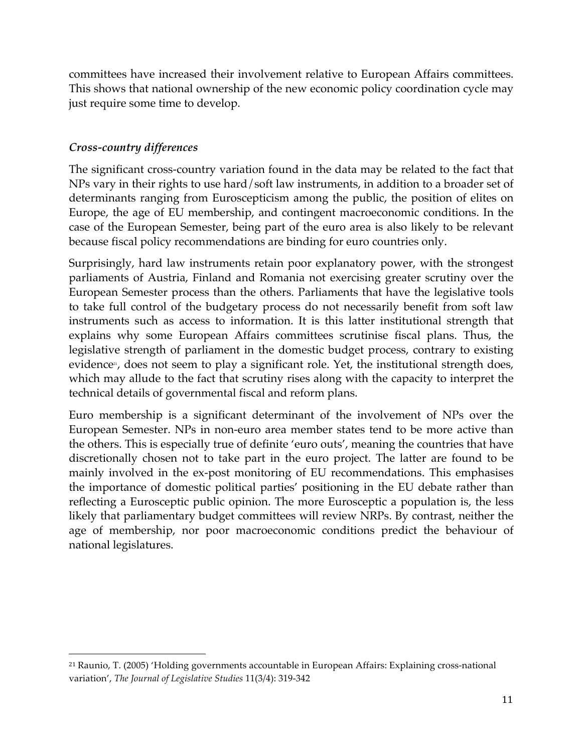committees have increased their involvement relative to European Affairs committees. This shows that national ownership of the new economic policy coordination cycle may just require some time to develop.

### *Cross-country differences*

The significant cross-country variation found in the data may be related to the fact that NPs vary in their rights to use hard/soft law instruments, in addition to a broader set of determinants ranging from Euroscepticism among the public, the position of elites on Europe, the age of EU membership, and contingent macroeconomic conditions. In the case of the European Semester, being part of the euro area is also likely to be relevant because fiscal policy recommendations are binding for euro countries only.

Surprisingly, hard law instruments retain poor explanatory power, with the strongest parliaments of Austria, Finland and Romania not exercising greater scrutiny over the European Semester process than the others. Parliaments that have the legislative tools to take full control of the budgetary process do not necessarily benefit from soft law instruments such as access to information. It is this latter institutional strength that explains why some European Affairs committees scrutinise fiscal plans. Thus, the legislative strength of parliament in the domestic budget process, contrary to existing evidence[21], does not seem to play a significant role. Yet, the institutional strength does, which may allude to the fact that scrutiny rises along with the capacity to interpret the technical details of governmental fiscal and reform plans.

Euro membership is a significant determinant of the involvement of NPs over the European Semester. NPs in non-euro area member states tend to be more active than the others. This is especially true of definite 'euro outs', meaning the countries that have discretionally chosen not to take part in the euro project. The latter are found to be mainly involved in the ex-post monitoring of EU recommendations. This emphasises the importance of domestic political parties' positioning in the EU debate rather than reflecting a Eurosceptic public opinion. The more Eurosceptic a population is, the less likely that parliamentary budget committees will review NRPs. By contrast, neither the age of membership, nor poor macroeconomic conditions predict the behaviour of national legislatures.

---

[21] Raunio, T. (2005) 'Holding governments accountable in European Affairs: Explaining cross-national variation', *The Journal of Legislative Studies* 11(3/4): 319-342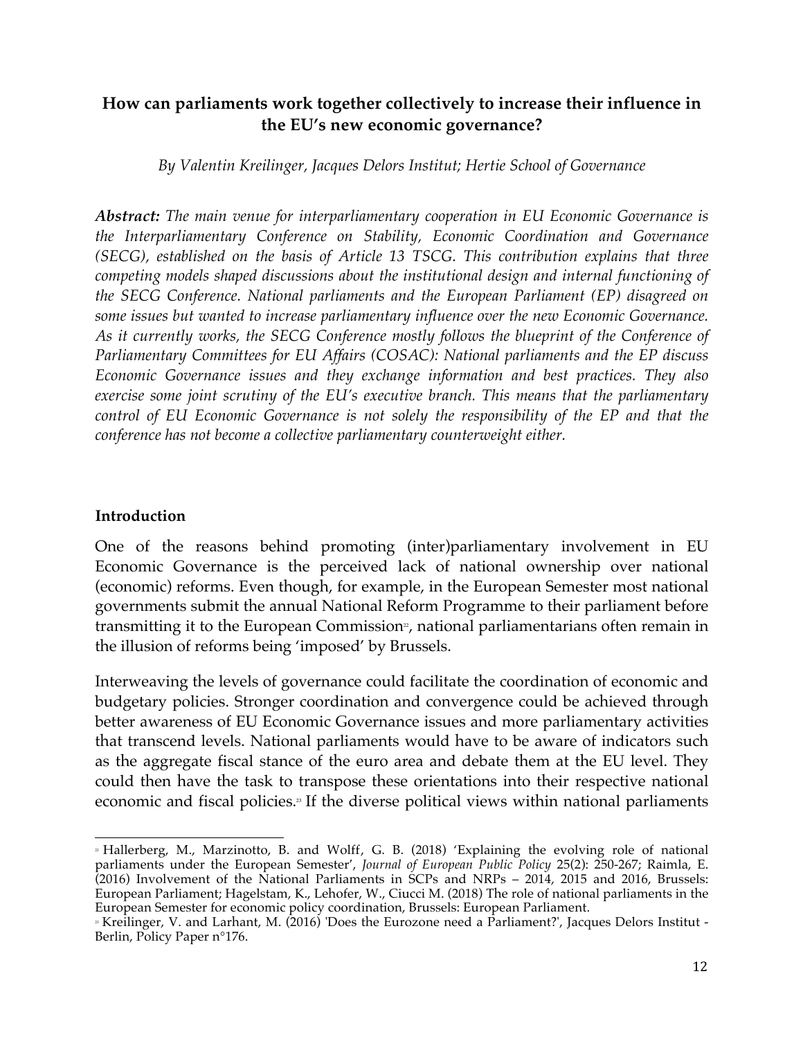## How can parliaments work together collectively to increase their influence in the EU's new economic governance?

*By Valentin Kreilinger, Jacques Delors Institut; Hertie School of Governance*

***Abstract:*** *The main venue for interparliamentary cooperation in EU Economic Governance is the Interparliamentary Conference on Stability, Economic Coordination and Governance (SECG), established on the basis of Article 13 TSCG. This contribution explains that three competing models shaped discussions about the institutional design and internal functioning of the SECG Conference. National parliaments and the European Parliament (EP) disagreed on some issues but wanted to increase parliamentary influence over the new Economic Governance. As it currently works, the SECG Conference mostly follows the blueprint of the Conference of Parliamentary Committees for EU Affairs (COSAC): National parliaments and the EP discuss Economic Governance issues and they exchange information and best practices. They also exercise some joint scrutiny of the EU's executive branch. This means that the parliamentary control of EU Economic Governance is not solely the responsibility of the EP and that the conference has not become a collective parliamentary counterweight either.*

### Introduction

One of the reasons behind promoting (inter)parliamentary involvement in EU Economic Governance is the perceived lack of national ownership over national (economic) reforms. Even though, for example, in the European Semester most national governments submit the annual National Reform Programme to their parliament before transmitting it to the European Commission[22], national parliamentarians often remain in the illusion of reforms being 'imposed' by Brussels.

Interweaving the levels of governance could facilitate the coordination of economic and budgetary policies. Stronger coordination and convergence could be achieved through better awareness of EU Economic Governance issues and more parliamentary activities that transcend levels. National parliaments would have to be aware of indicators such as the aggregate fiscal stance of the euro area and debate them at the EU level. They could then have the task to transpose these orientations into their respective national economic and fiscal policies.[23] If the diverse political views within national parliaments

---

[22] Hallerberg, M., Marzinotto, B. and Wolff, G. B. (2018) 'Explaining the evolving role of national parliaments under the European Semester', *Journal of European Public Policy* 25(2): 250-267; Raimla, E. (2016) Involvement of the National Parliaments in SCPs and NRPs – 2014, 2015 and 2016, Brussels: European Parliament; Hagelstam, K., Lehofer, W., Ciucci M. (2018) The role of national parliaments in the European Semester for economic policy coordination, Brussels: European Parliament.

[23] Kreilinger, V. and Larhant, M. (2016) 'Does the Eurozone need a Parliament?', Jacques Delors Institut - Berlin, Policy Paper n°176.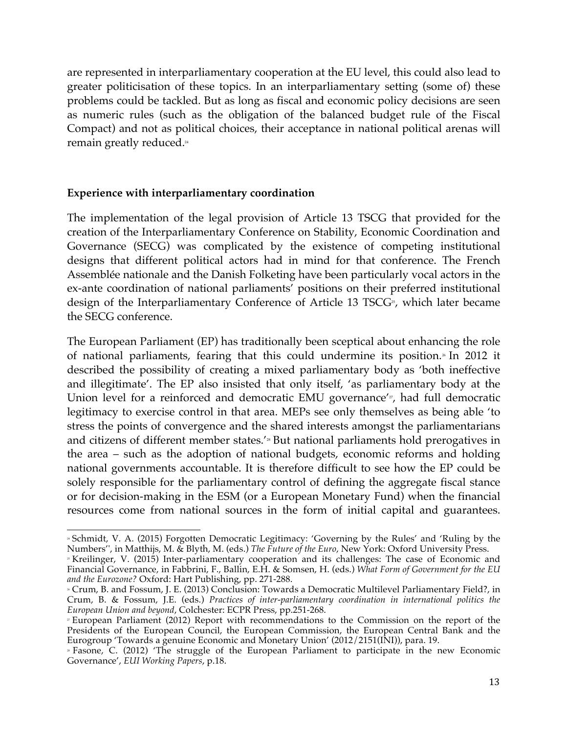are represented in interparliamentary cooperation at the EU level, this could also lead to greater politicisation of these topics. In an interparliamentary setting (some of) these problems could be tackled. But as long as fiscal and economic policy decisions are seen as numeric rules (such as the obligation of the balanced budget rule of the Fiscal Compact) and not as political choices, their acceptance in national political arenas will remain greatly reduced.[24]

**Experience with interparliamentary coordination**

The implementation of the legal provision of Article 13 TSCG that provided for the creation of the Interparliamentary Conference on Stability, Economic Coordination and Governance (SECG) was complicated by the existence of competing institutional designs that different political actors had in mind for that conference. The French Assemblée nationale and the Danish Folketing have been particularly vocal actors in the ex-ante coordination of national parliaments' positions on their preferred institutional design of the Interparliamentary Conference of Article 13 TSCG[25], which later became the SECG conference.

The European Parliament (EP) has traditionally been sceptical about enhancing the role of national parliaments, fearing that this could undermine its position.[26] In 2012 it described the possibility of creating a mixed parliamentary body as 'both ineffective and illegitimate'. The EP also insisted that only itself, 'as parliamentary body at the Union level for a reinforced and democratic EMU governance'[27], had full democratic legitimacy to exercise control in that area. MEPs see only themselves as being able 'to stress the points of convergence and the shared interests amongst the parliamentarians and citizens of different member states.'[28] But national parliaments hold prerogatives in the area – such as the adoption of national budgets, economic reforms and holding national governments accountable. It is therefore difficult to see how the EP could be solely responsible for the parliamentary control of defining the aggregate fiscal stance or for decision-making in the ESM (or a European Monetary Fund) when the financial resources come from national sources in the form of initial capital and guarantees.

[24] Schmidt, V. A. (2015) Forgotten Democratic Legitimacy: 'Governing by the Rules' and 'Ruling by the Numbers'', in Matthijs, M. & Blyth, M. (eds.) *The Future of the Euro*, New York: Oxford University Press.

[25] Kreilinger, V. (2015) Inter-parliamentary cooperation and its challenges: The case of Economic and Financial Governance, in Fabbrini, F., Ballin, E.H. & Somsen, H. (eds.) *What Form of Government for the EU and the Eurozone?* Oxford: Hart Publishing, pp. 271-288.

[26] Crum, B. and Fossum, J. E. (2013) Conclusion: Towards a Democratic Multilevel Parliamentary Field?, in Crum, B. & Fossum, J.E. (eds.) *Practices of inter-parliamentary coordination in international politics the European Union and beyond*, Colchester: ECPR Press, pp.251-268.

[27] European Parliament (2012) Report with recommendations to the Commission on the report of the Presidents of the European Council, the European Commission, the European Central Bank and the Eurogroup 'Towards a genuine Economic and Monetary Union' (2012/2151(INI)), para. 19.

[28] Fasone, C. (2012) 'The struggle of the European Parliament to participate in the new Economic Governance', *EUI Working Papers*, p.18.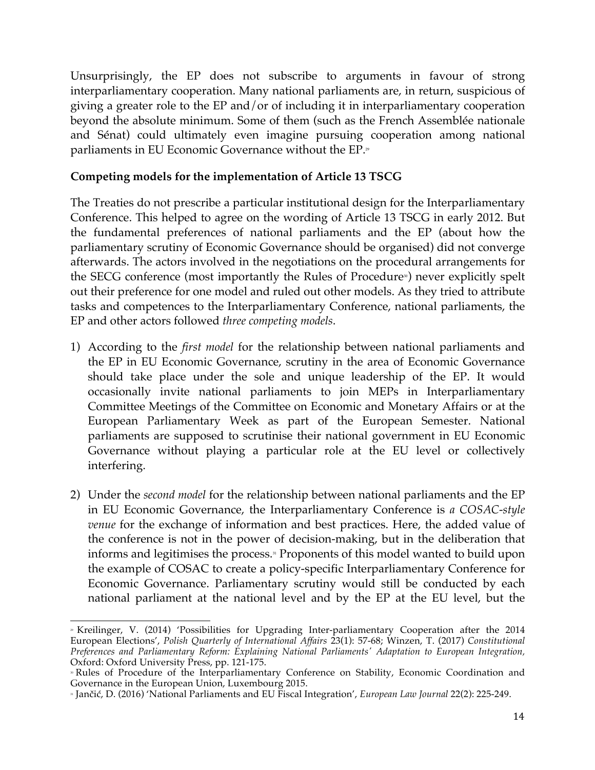Unsurprisingly, the EP does not subscribe to arguments in favour of strong interparliamentary cooperation. Many national parliaments are, in return, suspicious of giving a greater role to the EP and/or of including it in interparliamentary cooperation beyond the absolute minimum. Some of them (such as the French Assemblée nationale and Sénat) could ultimately even imagine pursuing cooperation among national parliaments in EU Economic Governance without the EP.[29]

**Competing models for the implementation of Article 13 TSCG**

The Treaties do not prescribe a particular institutional design for the Interparliamentary Conference. This helped to agree on the wording of Article 13 TSCG in early 2012. But the fundamental preferences of national parliaments and the EP (about how the parliamentary scrutiny of Economic Governance should be organised) did not converge afterwards. The actors involved in the negotiations on the procedural arrangements for the SECG conference (most importantly the Rules of Procedure[30]) never explicitly spelt out their preference for one model and ruled out other models. As they tried to attribute tasks and competences to the Interparliamentary Conference, national parliaments, the EP and other actors followed *three competing models*.

1) According to the *first model* for the relationship between national parliaments and the EP in EU Economic Governance, scrutiny in the area of Economic Governance should take place under the sole and unique leadership of the EP. It would occasionally invite national parliaments to join MEPs in Interparliamentary Committee Meetings of the Committee on Economic and Monetary Affairs or at the European Parliamentary Week as part of the European Semester. National parliaments are supposed to scrutinise their national government in EU Economic Governance without playing a particular role at the EU level or collectively interfering.

2) Under the *second model* for the relationship between national parliaments and the EP in EU Economic Governance, the Interparliamentary Conference is *a COSAC-style venue* for the exchange of information and best practices. Here, the added value of the conference is not in the power of decision-making, but in the deliberation that informs and legitimises the process.[31] Proponents of this model wanted to build upon the example of COSAC to create a policy-specific Interparliamentary Conference for Economic Governance. Parliamentary scrutiny would still be conducted by each national parliament at the national level and by the EP at the EU level, but the

[29] Kreilinger, V. (2014) 'Possibilities for Upgrading Inter-parliamentary Cooperation after the 2014 European Elections', *Polish Quarterly of International Affairs* 23(1): 57-68; Winzen, T. (2017) *Constitutional Preferences and Parliamentary Reform: Explaining National Parliaments' Adaptation to European Integration*, Oxford: Oxford University Press, pp. 121-175.

[30] Rules of Procedure of the Interparliamentary Conference on Stability, Economic Coordination and Governance in the European Union, Luxembourg 2015.

[31] Jančić, D. (2016) 'National Parliaments and EU Fiscal Integration', *European Law Journal* 22(2): 225-249.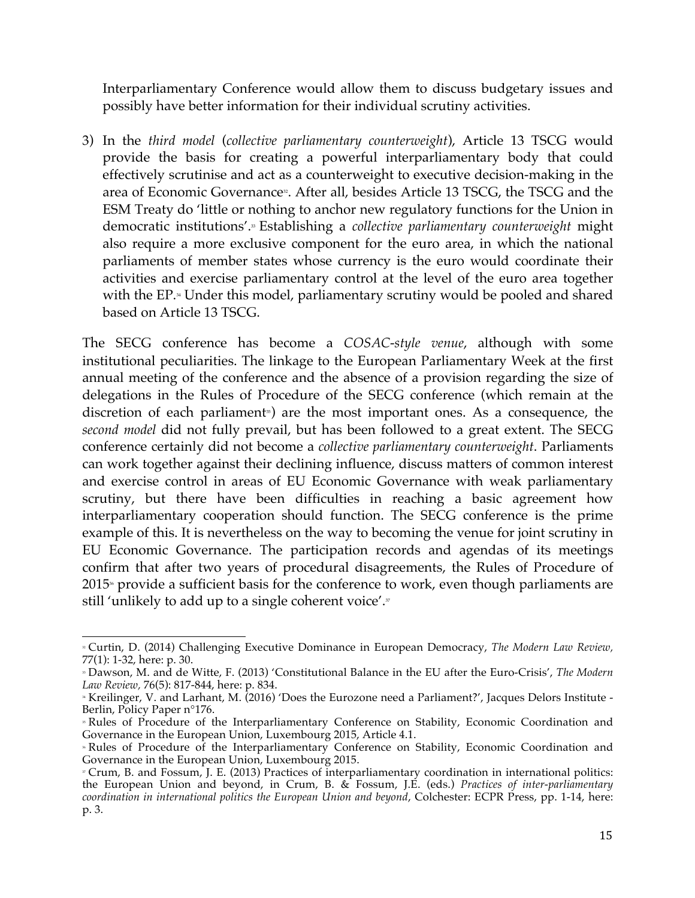Interparliamentary Conference would allow them to discuss budgetary issues and possibly have better information for their individual scrutiny activities.

3) In the *third model* (*collective parliamentary counterweight*), Article 13 TSCG would provide the basis for creating a powerful interparliamentary body that could effectively scrutinise and act as a counterweight to executive decision-making in the area of Economic Governance[32]. After all, besides Article 13 TSCG, the TSCG and the ESM Treaty do 'little or nothing to anchor new regulatory functions for the Union in democratic institutions'.[33] Establishing a *collective parliamentary counterweight* might also require a more exclusive component for the euro area, in which the national parliaments of member states whose currency is the euro would coordinate their activities and exercise parliamentary control at the level of the euro area together with the EP.[34] Under this model, parliamentary scrutiny would be pooled and shared based on Article 13 TSCG.

The SECG conference has become a *COSAC-style venue*, although with some institutional peculiarities. The linkage to the European Parliamentary Week at the first annual meeting of the conference and the absence of a provision regarding the size of delegations in the Rules of Procedure of the SECG conference (which remain at the discretion of each parliament[35]) are the most important ones. As a consequence, the *second model* did not fully prevail, but has been followed to a great extent. The SECG conference certainly did not become a *collective parliamentary counterweight*. Parliaments can work together against their declining influence, discuss matters of common interest and exercise control in areas of EU Economic Governance with weak parliamentary scrutiny, but there have been difficulties in reaching a basic agreement how interparliamentary cooperation should function. The SECG conference is the prime example of this. It is nevertheless on the way to becoming the venue for joint scrutiny in EU Economic Governance. The participation records and agendas of its meetings confirm that after two years of procedural disagreements, the Rules of Procedure of 2015[36] provide a sufficient basis for the conference to work, even though parliaments are still 'unlikely to add up to a single coherent voice'.[37]

---

[32] Curtin, D. (2014) Challenging Executive Dominance in European Democracy, *The Modern Law Review,* 77(1): 1-32, here: p. 30.

[33] Dawson, M. and de Witte, F. (2013) 'Constitutional Balance in the EU after the Euro-Crisis', *The Modern Law Review,* 76(5): 817-844, here: p. 834.

[34] Kreilinger, V. and Larhant, M. (2016) 'Does the Eurozone need a Parliament?', Jacques Delors Institute - Berlin, Policy Paper n°176.

[35] Rules of Procedure of the Interparliamentary Conference on Stability, Economic Coordination and Governance in the European Union, Luxembourg 2015, Article 4.1.

[36] Rules of Procedure of the Interparliamentary Conference on Stability, Economic Coordination and Governance in the European Union, Luxembourg 2015.

[37] Crum, B. and Fossum, J. E. (2013) Practices of interparliamentary coordination in international politics: the European Union and beyond, in Crum, B. & Fossum, J.E. (eds.) *Practices of inter-parliamentary coordination in international politics the European Union and beyond*, Colchester: ECPR Press, pp. 1-14, here: p. 3.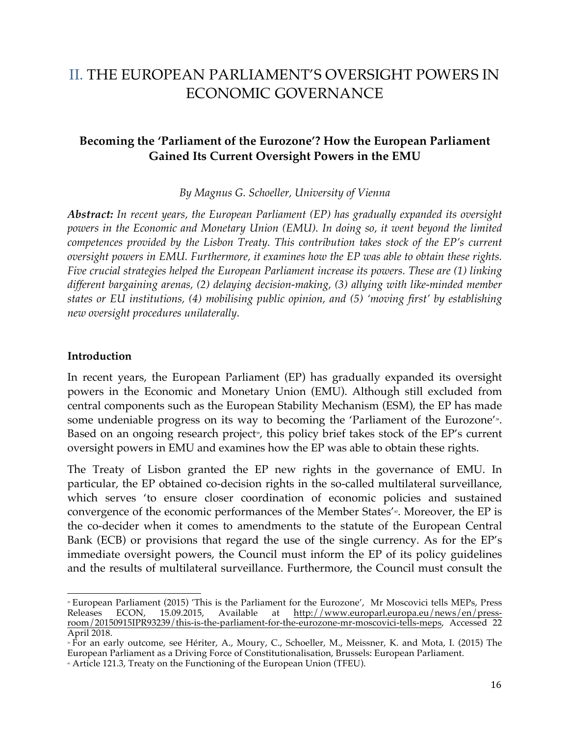# II. THE EUROPEAN PARLIAMENT'S OVERSIGHT POWERS IN ECONOMIC GOVERNANCE

## Becoming the 'Parliament of the Eurozone'? How the European Parliament Gained Its Current Oversight Powers in the EMU

*By Magnus G. Schoeller, University of Vienna*

***Abstract:*** *In recent years, the European Parliament (EP) has gradually expanded its oversight powers in the Economic and Monetary Union (EMU). In doing so, it went beyond the limited competences provided by the Lisbon Treaty. This contribution takes stock of the EP's current oversight powers in EMU. Furthermore, it examines how the EP was able to obtain these rights. Five crucial strategies helped the European Parliament increase its powers. These are (1) linking different bargaining arenas, (2) delaying decision-making, (3) allying with like-minded member states or EU institutions, (4) mobilising public opinion, and (5) 'moving first' by establishing new oversight procedures unilaterally.*

### Introduction

In recent years, the European Parliament (EP) has gradually expanded its oversight powers in the Economic and Monetary Union (EMU). Although still excluded from central components such as the European Stability Mechanism (ESM), the EP has made some undeniable progress on its way to becoming the 'Parliament of the Eurozone'[38]. Based on an ongoing research project[39], this policy brief takes stock of the EP's current oversight powers in EMU and examines how the EP was able to obtain these rights.

The Treaty of Lisbon granted the EP new rights in the governance of EMU. In particular, the EP obtained co-decision rights in the so-called multilateral surveillance, which serves 'to ensure closer coordination of economic policies and sustained convergence of the economic performances of the Member States'[40]. Moreover, the EP is the co-decider when it comes to amendments to the statute of the European Central Bank (ECB) or provisions that regard the use of the single currency. As for the EP's immediate oversight powers, the Council must inform the EP of its policy guidelines and the results of multilateral surveillance. Furthermore, the Council must consult the

---

[38] European Parliament (2015) 'This is the Parliament for the Eurozone', Mr Moscovici tells MEPs, Press Releases ECON, 15.09.2015, Available at http://www.europarl.europa.eu/news/en/press-room/20150915IPR93239/this-is-the-parliament-for-the-eurozone-mr-moscovici-tells-meps, Accessed 22 April 2018.

[39] For an early outcome, see Hériter, A., Moury, C., Schoeller, M., Meissner, K. and Mota, I. (2015) The European Parliament as a Driving Force of Constitutionalisation, Brussels: European Parliament.

[40] Article 121.3, Treaty on the Functioning of the European Union (TFEU).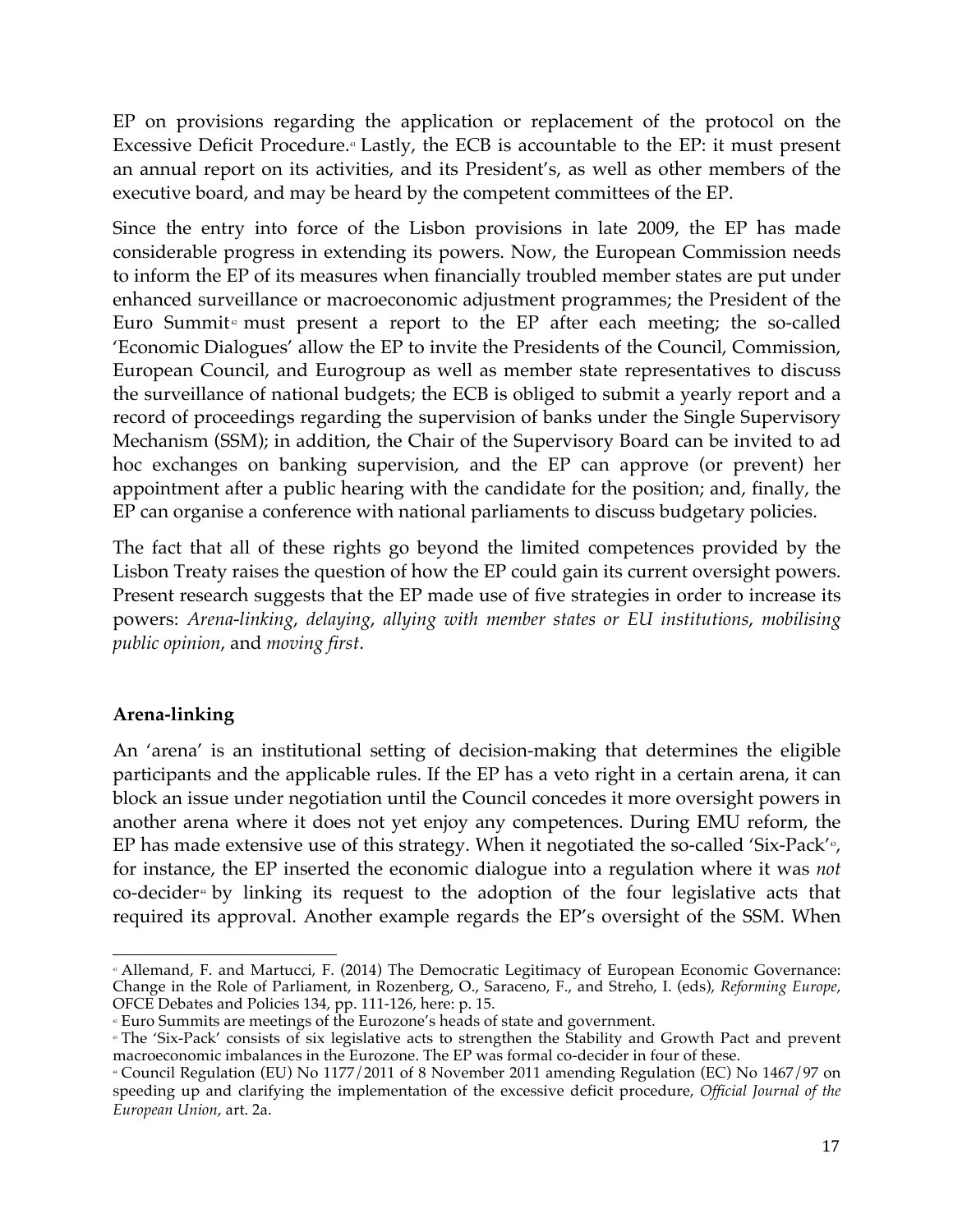EP on provisions regarding the application or replacement of the protocol on the Excessive Deficit Procedure.[41] Lastly, the ECB is accountable to the EP: it must present an annual report on its activities, and its President's, as well as other members of the executive board, and may be heard by the competent committees of the EP.

Since the entry into force of the Lisbon provisions in late 2009, the EP has made considerable progress in extending its powers. Now, the European Commission needs to inform the EP of its measures when financially troubled member states are put under enhanced surveillance or macroeconomic adjustment programmes; the President of the Euro Summit[42] must present a report to the EP after each meeting; the so-called 'Economic Dialogues' allow the EP to invite the Presidents of the Council, Commission, European Council, and Eurogroup as well as member state representatives to discuss the surveillance of national budgets; the ECB is obliged to submit a yearly report and a record of proceedings regarding the supervision of banks under the Single Supervisory Mechanism (SSM); in addition, the Chair of the Supervisory Board can be invited to ad hoc exchanges on banking supervision, and the EP can approve (or prevent) her appointment after a public hearing with the candidate for the position; and, finally, the EP can organise a conference with national parliaments to discuss budgetary policies.

The fact that all of these rights go beyond the limited competences provided by the Lisbon Treaty raises the question of how the EP could gain its current oversight powers. Present research suggests that the EP made use of five strategies in order to increase its powers: *Arena-linking*, *delaying*, *allying with member states or EU institutions*, *mobilising public opinion*, and *moving first*.

### Arena-linking

An 'arena' is an institutional setting of decision-making that determines the eligible participants and the applicable rules. If the EP has a veto right in a certain arena, it can block an issue under negotiation until the Council concedes it more oversight powers in another arena where it does not yet enjoy any competences. During EMU reform, the EP has made extensive use of this strategy. When it negotiated the so-called 'Six-Pack'[43], for instance, the EP inserted the economic dialogue into a regulation where it was *not* co-decider[44] by linking its request to the adoption of the four legislative acts that required its approval. Another example regards the EP's oversight of the SSM. When

---

[41] Allemand, F. and Martucci, F. (2014) The Democratic Legitimacy of European Economic Governance: Change in the Role of Parliament, in Rozenberg, O., Saraceno, F., and Streho, I. (eds), *Reforming Europe*, OFCE Debates and Policies 134, pp. 111-126, here: p. 15.

[42] Euro Summits are meetings of the Eurozone's heads of state and government.

[43] The 'Six-Pack' consists of six legislative acts to strengthen the Stability and Growth Pact and prevent macroeconomic imbalances in the Eurozone. The EP was formal co-decider in four of these.

[44] Council Regulation (EU) No 1177/2011 of 8 November 2011 amending Regulation (EC) No 1467/97 on speeding up and clarifying the implementation of the excessive deficit procedure, *Official Journal of the European Union*, art. 2a.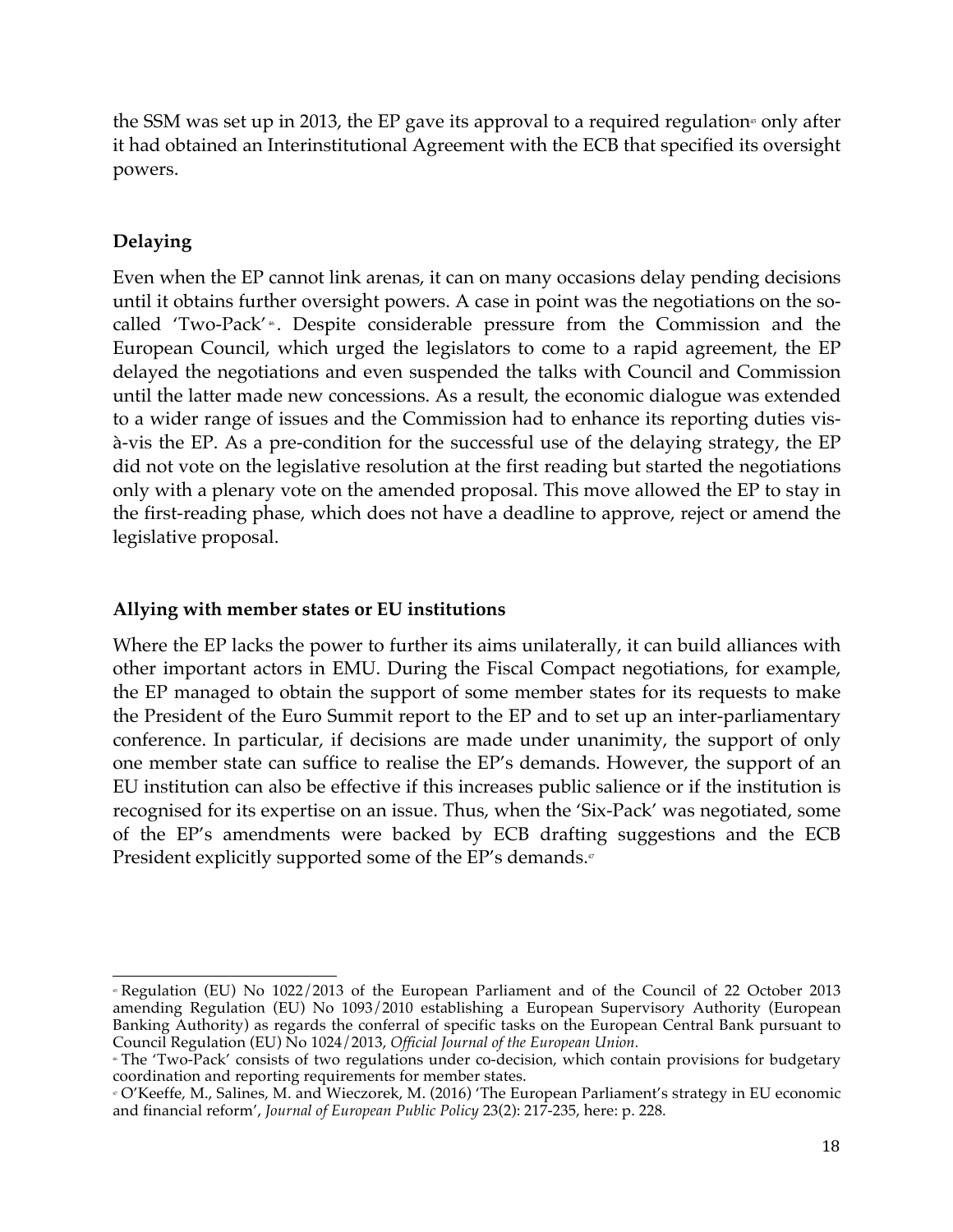the SSM was set up in 2013, the EP gave its approval to a required regulation[45] only after it had obtained an Interinstitutional Agreement with the ECB that specified its oversight powers.

### Delaying

Even when the EP cannot link arenas, it can on many occasions delay pending decisions until it obtains further oversight powers. A case in point was the negotiations on the so-called 'Two-Pack'[46]. Despite considerable pressure from the Commission and the European Council, which urged the legislators to come to a rapid agreement, the EP delayed the negotiations and even suspended the talks with Council and Commission until the latter made new concessions. As a result, the economic dialogue was extended to a wider range of issues and the Commission had to enhance its reporting duties vis-à-vis the EP. As a pre-condition for the successful use of the delaying strategy, the EP did not vote on the legislative resolution at the first reading but started the negotiations only with a plenary vote on the amended proposal. This move allowed the EP to stay in the first-reading phase, which does not have a deadline to approve, reject or amend the legislative proposal.

### Allying with member states or EU institutions

Where the EP lacks the power to further its aims unilaterally, it can build alliances with other important actors in EMU. During the Fiscal Compact negotiations, for example, the EP managed to obtain the support of some member states for its requests to make the President of the Euro Summit report to the EP and to set up an inter-parliamentary conference. In particular, if decisions are made under unanimity, the support of only one member state can suffice to realise the EP's demands. However, the support of an EU institution can also be effective if this increases public salience or if the institution is recognised for its expertise on an issue. Thus, when the 'Six-Pack' was negotiated, some of the EP's amendments were backed by ECB drafting suggestions and the ECB President explicitly supported some of the EP's demands.[47]

---

[45] Regulation (EU) No 1022/2013 of the European Parliament and of the Council of 22 October 2013 amending Regulation (EU) No 1093/2010 establishing a European Supervisory Authority (European Banking Authority) as regards the conferral of specific tasks on the European Central Bank pursuant to Council Regulation (EU) No 1024/2013, *Official Journal of the European Union.*

[46] The 'Two-Pack' consists of two regulations under co-decision, which contain provisions for budgetary coordination and reporting requirements for member states.

[47] O'Keeffe, M., Salines, M. and Wieczorek, M. (2016) 'The European Parliament's strategy in EU economic and financial reform', *Journal of European Public Policy* 23(2): 217-235, here: p. 228.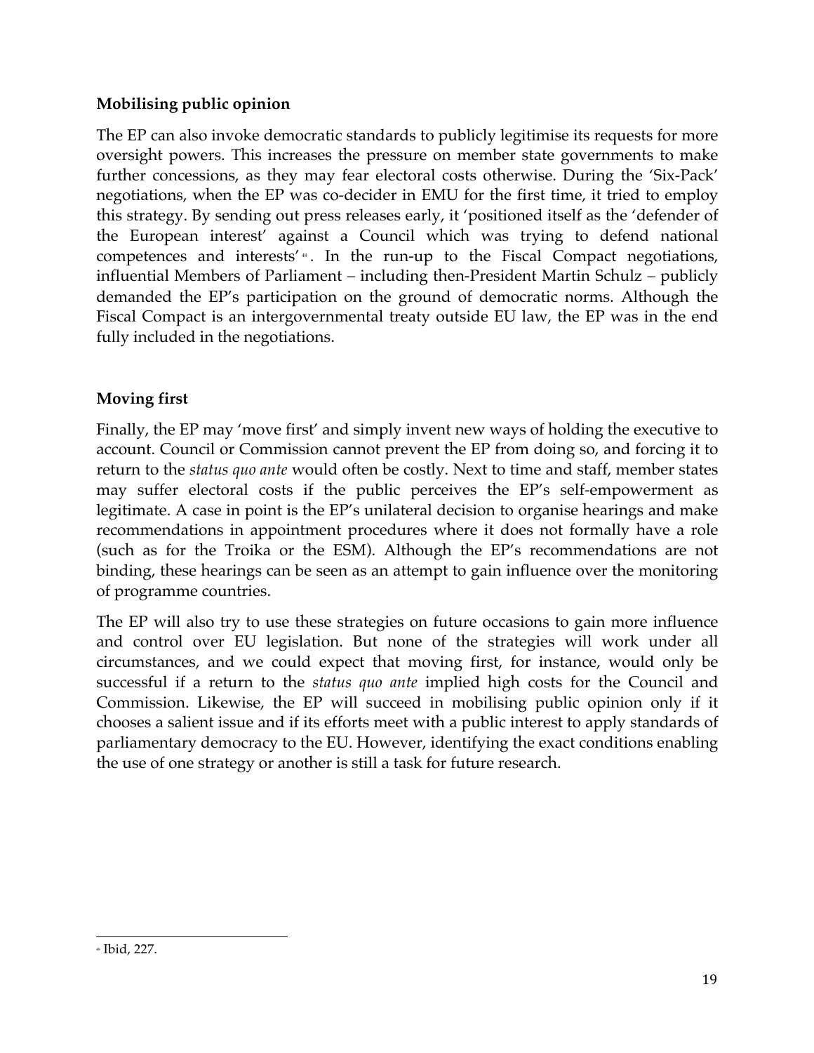**Mobilising public opinion**

The EP can also invoke democratic standards to publicly legitimise its requests for more oversight powers. This increases the pressure on member state governments to make further concessions, as they may fear electoral costs otherwise. During the 'Six-Pack' negotiations, when the EP was co-decider in EMU for the first time, it tried to employ this strategy. By sending out press releases early, it 'positioned itself as the 'defender of the European interest' against a Council which was trying to defend national competences and interests'[48]. In the run-up to the Fiscal Compact negotiations, influential Members of Parliament – including then-President Martin Schulz – publicly demanded the EP's participation on the ground of democratic norms. Although the Fiscal Compact is an intergovernmental treaty outside EU law, the EP was in the end fully included in the negotiations.

**Moving first**

Finally, the EP may 'move first' and simply invent new ways of holding the executive to account. Council or Commission cannot prevent the EP from doing so, and forcing it to return to the *status quo ante* would often be costly. Next to time and staff, member states may suffer electoral costs if the public perceives the EP's self-empowerment as legitimate. A case in point is the EP's unilateral decision to organise hearings and make recommendations in appointment procedures where it does not formally have a role (such as for the Troika or the ESM). Although the EP's recommendations are not binding, these hearings can be seen as an attempt to gain influence over the monitoring of programme countries.

The EP will also try to use these strategies on future occasions to gain more influence and control over EU legislation. But none of the strategies will work under all circumstances, and we could expect that moving first, for instance, would only be successful if a return to the *status quo ante* implied high costs for the Council and Commission. Likewise, the EP will succeed in mobilising public opinion only if it chooses a salient issue and if its efforts meet with a public interest to apply standards of parliamentary democracy to the EU. However, identifying the exact conditions enabling the use of one strategy or another is still a task for future research.

[48] Ibid, 227.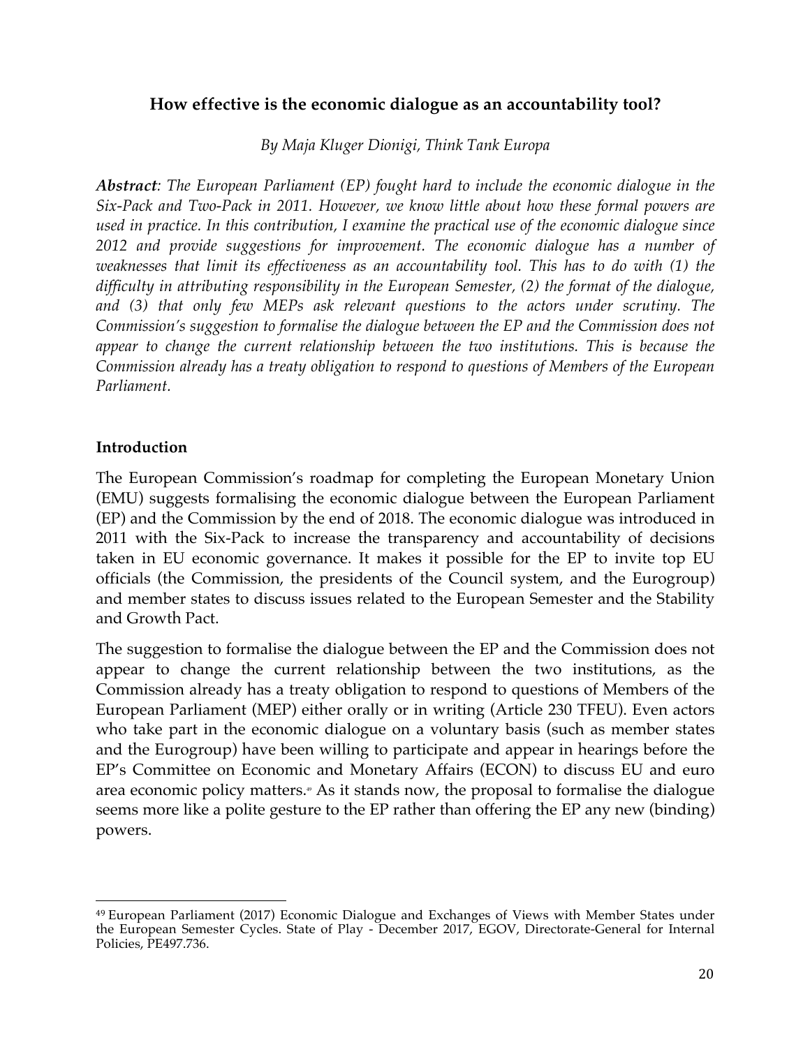## How effective is the economic dialogue as an accountability tool?

*By Maja Kluger Dionigi, Think Tank Europa*

***Abstract***: *The European Parliament (EP) fought hard to include the economic dialogue in the Six-Pack and Two-Pack in 2011. However, we know little about how these formal powers are used in practice. In this contribution, I examine the practical use of the economic dialogue since 2012 and provide suggestions for improvement. The economic dialogue has a number of weaknesses that limit its effectiveness as an accountability tool. This has to do with (1) the difficulty in attributing responsibility in the European Semester, (2) the format of the dialogue, and (3) that only few MEPs ask relevant questions to the actors under scrutiny. The Commission's suggestion to formalise the dialogue between the EP and the Commission does not appear to change the current relationship between the two institutions. This is because the Commission already has a treaty obligation to respond to questions of Members of the European Parliament.*

**Introduction**

The European Commission's roadmap for completing the European Monetary Union (EMU) suggests formalising the economic dialogue between the European Parliament (EP) and the Commission by the end of 2018. The economic dialogue was introduced in 2011 with the Six-Pack to increase the transparency and accountability of decisions taken in EU economic governance. It makes it possible for the EP to invite top EU officials (the Commission, the presidents of the Council system, and the Eurogroup) and member states to discuss issues related to the European Semester and the Stability and Growth Pact.

The suggestion to formalise the dialogue between the EP and the Commission does not appear to change the current relationship between the two institutions, as the Commission already has a treaty obligation to respond to questions of Members of the European Parliament (MEP) either orally or in writing (Article 230 TFEU). Even actors who take part in the economic dialogue on a voluntary basis (such as member states and the Eurogroup) have been willing to participate and appear in hearings before the EP's Committee on Economic and Monetary Affairs (ECON) to discuss EU and euro area economic policy matters.[49] As it stands now, the proposal to formalise the dialogue seems more like a polite gesture to the EP rather than offering the EP any new (binding) powers.

---

[49] European Parliament (2017) Economic Dialogue and Exchanges of Views with Member States under the European Semester Cycles. State of Play - December 2017, EGOV, Directorate-General for Internal Policies, PE497.736.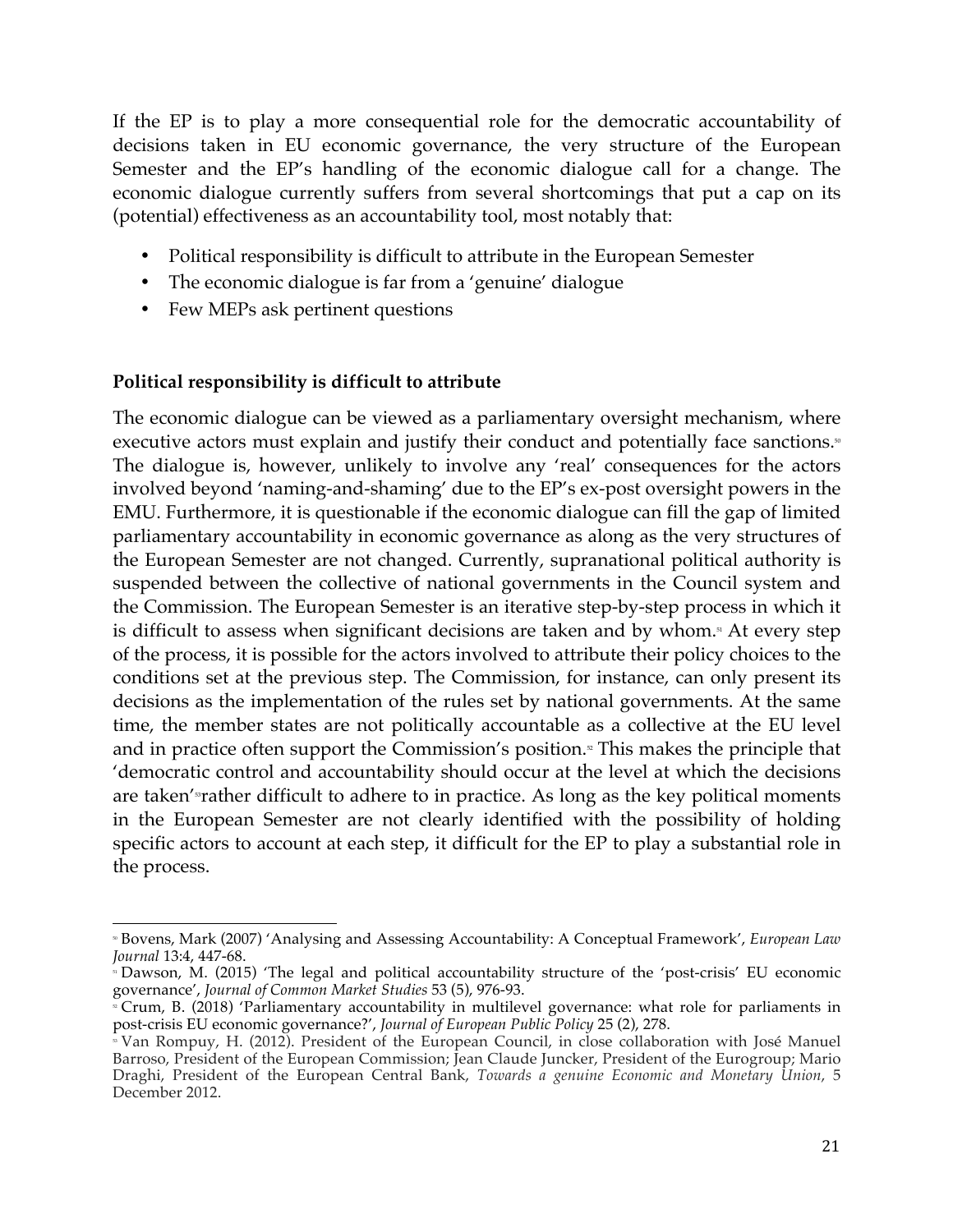If the EP is to play a more consequential role for the democratic accountability of decisions taken in EU economic governance, the very structure of the European Semester and the EP's handling of the economic dialogue call for a change. The economic dialogue currently suffers from several shortcomings that put a cap on its (potential) effectiveness as an accountability tool, most notably that:

- Political responsibility is difficult to attribute in the European Semester
- The economic dialogue is far from a 'genuine' dialogue
- Few MEPs ask pertinent questions

**Political responsibility is difficult to attribute**

The economic dialogue can be viewed as a parliamentary oversight mechanism, where executive actors must explain and justify their conduct and potentially face sanctions.[50] The dialogue is, however, unlikely to involve any 'real' consequences for the actors involved beyond 'naming-and-shaming' due to the EP's ex-post oversight powers in the EMU. Furthermore, it is questionable if the economic dialogue can fill the gap of limited parliamentary accountability in economic governance as along as the very structures of the European Semester are not changed. Currently, supranational political authority is suspended between the collective of national governments in the Council system and the Commission. The European Semester is an iterative step-by-step process in which it is difficult to assess when significant decisions are taken and by whom.[51] At every step of the process, it is possible for the actors involved to attribute their policy choices to the conditions set at the previous step. The Commission, for instance, can only present its decisions as the implementation of the rules set by national governments. At the same time, the member states are not politically accountable as a collective at the EU level and in practice often support the Commission's position.[52] This makes the principle that 'democratic control and accountability should occur at the level at which the decisions are taken'[53] rather difficult to adhere to in practice. As long as the key political moments in the European Semester are not clearly identified with the possibility of holding specific actors to account at each step, it difficult for the EP to play a substantial role in the process.

---

[50] Bovens, Mark (2007) 'Analysing and Assessing Accountability: A Conceptual Framework', *European Law Journal* 13:4, 447-68.

[51] Dawson, M. (2015) 'The legal and political accountability structure of the 'post-crisis' EU economic governance', *Journal of Common Market Studies* 53 (5), 976-93.

[52] Crum, B. (2018) 'Parliamentary accountability in multilevel governance: what role for parliaments in post-crisis EU economic governance?', *Journal of European Public Policy* 25 (2), 278.

[53] Van Rompuy, H. (2012). President of the European Council, in close collaboration with José Manuel Barroso, President of the European Commission; Jean Claude Juncker, President of the Eurogroup; Mario Draghi, President of the European Central Bank, *Towards a genuine Economic and Monetary Union*, 5 December 2012.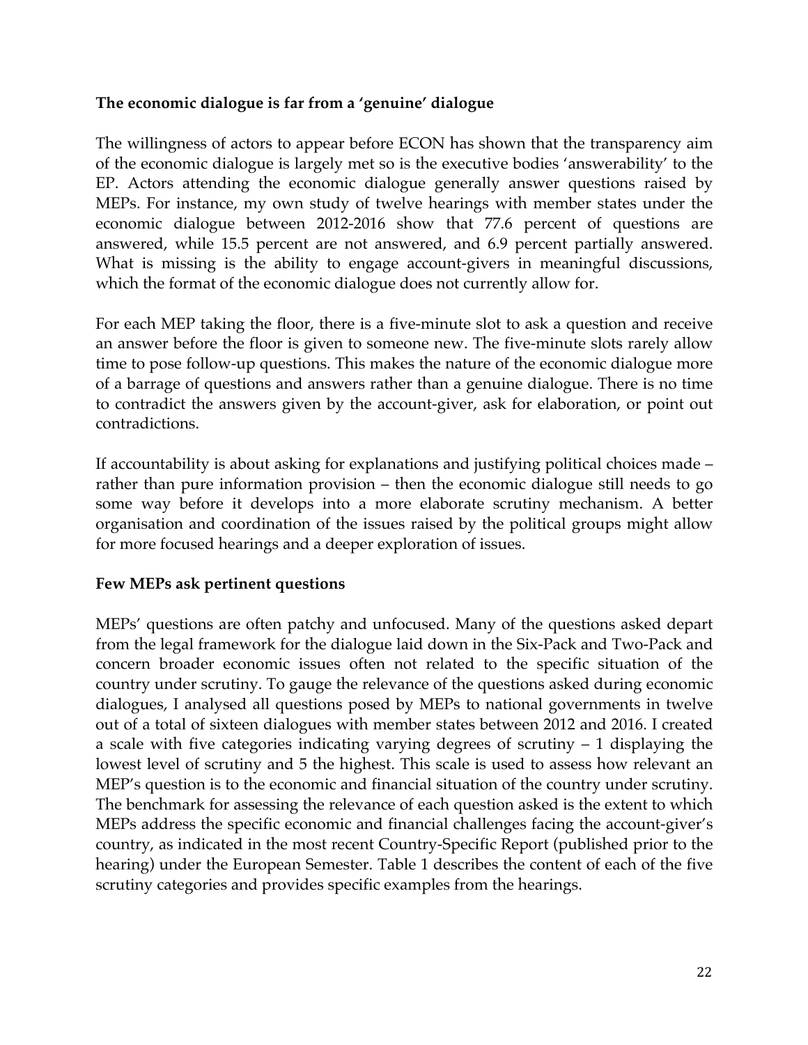**The economic dialogue is far from a 'genuine' dialogue**

The willingness of actors to appear before ECON has shown that the transparency aim of the economic dialogue is largely met so is the executive bodies 'answerability' to the EP. Actors attending the economic dialogue generally answer questions raised by MEPs. For instance, my own study of twelve hearings with member states under the economic dialogue between 2012-2016 show that 77.6 percent of questions are answered, while 15.5 percent are not answered, and 6.9 percent partially answered. What is missing is the ability to engage account-givers in meaningful discussions, which the format of the economic dialogue does not currently allow for.

For each MEP taking the floor, there is a five-minute slot to ask a question and receive an answer before the floor is given to someone new. The five-minute slots rarely allow time to pose follow-up questions. This makes the nature of the economic dialogue more of a barrage of questions and answers rather than a genuine dialogue. There is no time to contradict the answers given by the account-giver, ask for elaboration, or point out contradictions.

If accountability is about asking for explanations and justifying political choices made – rather than pure information provision – then the economic dialogue still needs to go some way before it develops into a more elaborate scrutiny mechanism. A better organisation and coordination of the issues raised by the political groups might allow for more focused hearings and a deeper exploration of issues.

**Few MEPs ask pertinent questions**

MEPs' questions are often patchy and unfocused. Many of the questions asked depart from the legal framework for the dialogue laid down in the Six-Pack and Two-Pack and concern broader economic issues often not related to the specific situation of the country under scrutiny. To gauge the relevance of the questions asked during economic dialogues, I analysed all questions posed by MEPs to national governments in twelve out of a total of sixteen dialogues with member states between 2012 and 2016. I created a scale with five categories indicating varying degrees of scrutiny – 1 displaying the lowest level of scrutiny and 5 the highest. This scale is used to assess how relevant an MEP's question is to the economic and financial situation of the country under scrutiny. The benchmark for assessing the relevance of each question asked is the extent to which MEPs address the specific economic and financial challenges facing the account-giver's country, as indicated in the most recent Country-Specific Report (published prior to the hearing) under the European Semester. Table 1 describes the content of each of the five scrutiny categories and provides specific examples from the hearings.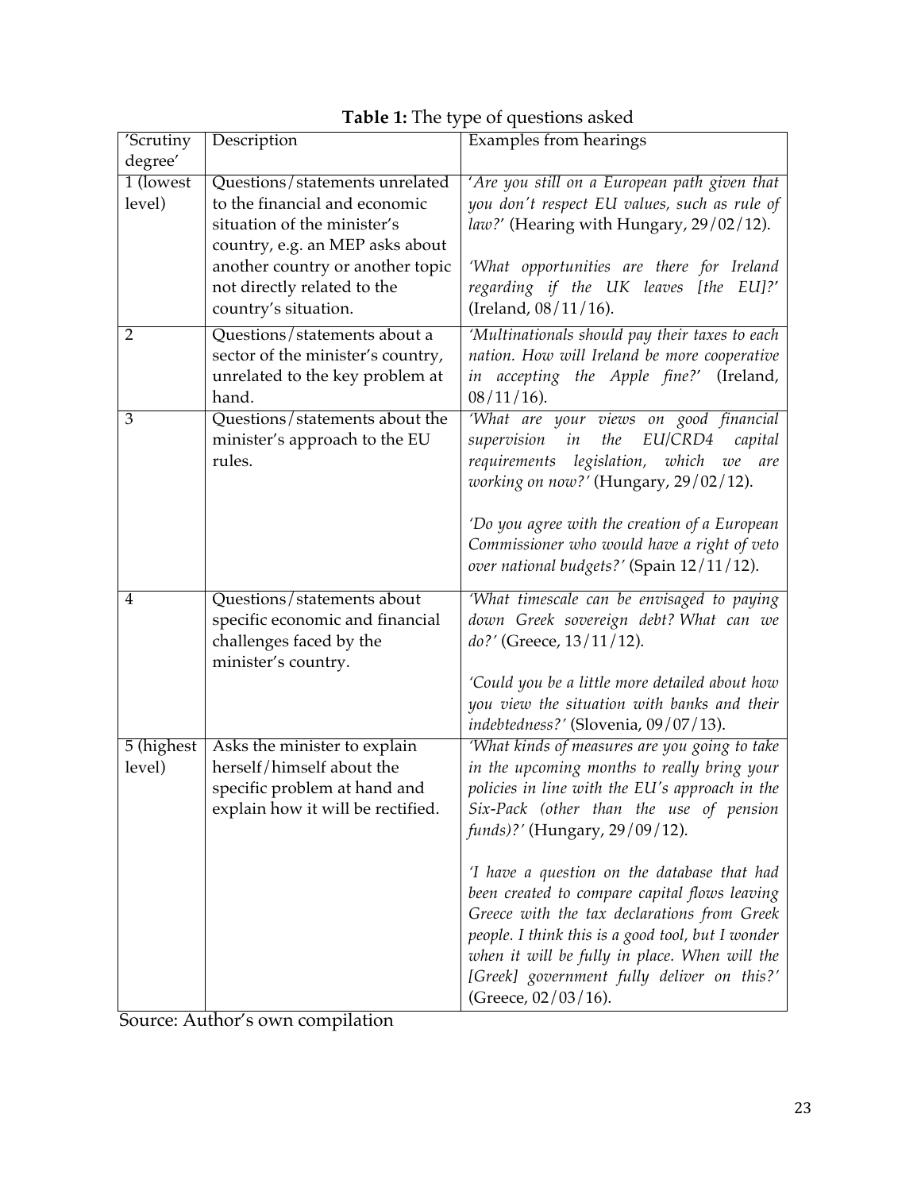**Table 1:** The type of questions asked

| 'Scrutiny degree' | Description | Examples from hearings |
|---|---|---|
| 1 (lowest level) | Questions/statements unrelated to the financial and economic situation of the minister's country, e.g. an MEP asks about another country or another topic not directly related to the country's situation. | *'Are you still on a European path given that you don't respect EU values, such as rule of law?'* (Hearing with Hungary, 29/02/12).<br><br>*'What opportunities are there for Ireland regarding if the UK leaves [the EU]?'* (Ireland, 08/11/16). |
| 2 | Questions/statements about a sector of the minister's country, unrelated to the key problem at hand. | *'Multinationals should pay their taxes to each nation. How will Ireland be more cooperative in accepting the Apple fine?'* (Ireland, 08/11/16). |
| 3 | Questions/statements about the minister's approach to the EU rules. | *'What are your views on good financial supervision in the EU/CRD4 capital requirements legislation, which we are working on now?'* (Hungary, 29/02/12).<br><br>*'Do you agree with the creation of a European Commissioner who would have a right of veto over national budgets?'* (Spain 12/11/12). |
| 4 | Questions/statements about specific economic and financial challenges faced by the minister's country. | *'What timescale can be envisaged to paying down Greek sovereign debt? What can we do?'* (Greece, 13/11/12).<br><br>*'Could you be a little more detailed about how you view the situation with banks and their indebtedness?'* (Slovenia, 09/07/13). |
| 5 (highest level) | Asks the minister to explain herself/himself about the specific problem at hand and explain how it will be rectified. | *'What kinds of measures are you going to take in the upcoming months to really bring your policies in line with the EU's approach in the Six-Pack (other than the use of pension funds)?'* (Hungary, 29/09/12).<br><br>*'I have a question on the database that had been created to compare capital flows leaving Greece with the tax declarations from Greek people. I think this is a good tool, but I wonder when it will be fully in place. When will the [Greek] government fully deliver on this?'* (Greece, 02/03/16). |

Source: Author's own compilation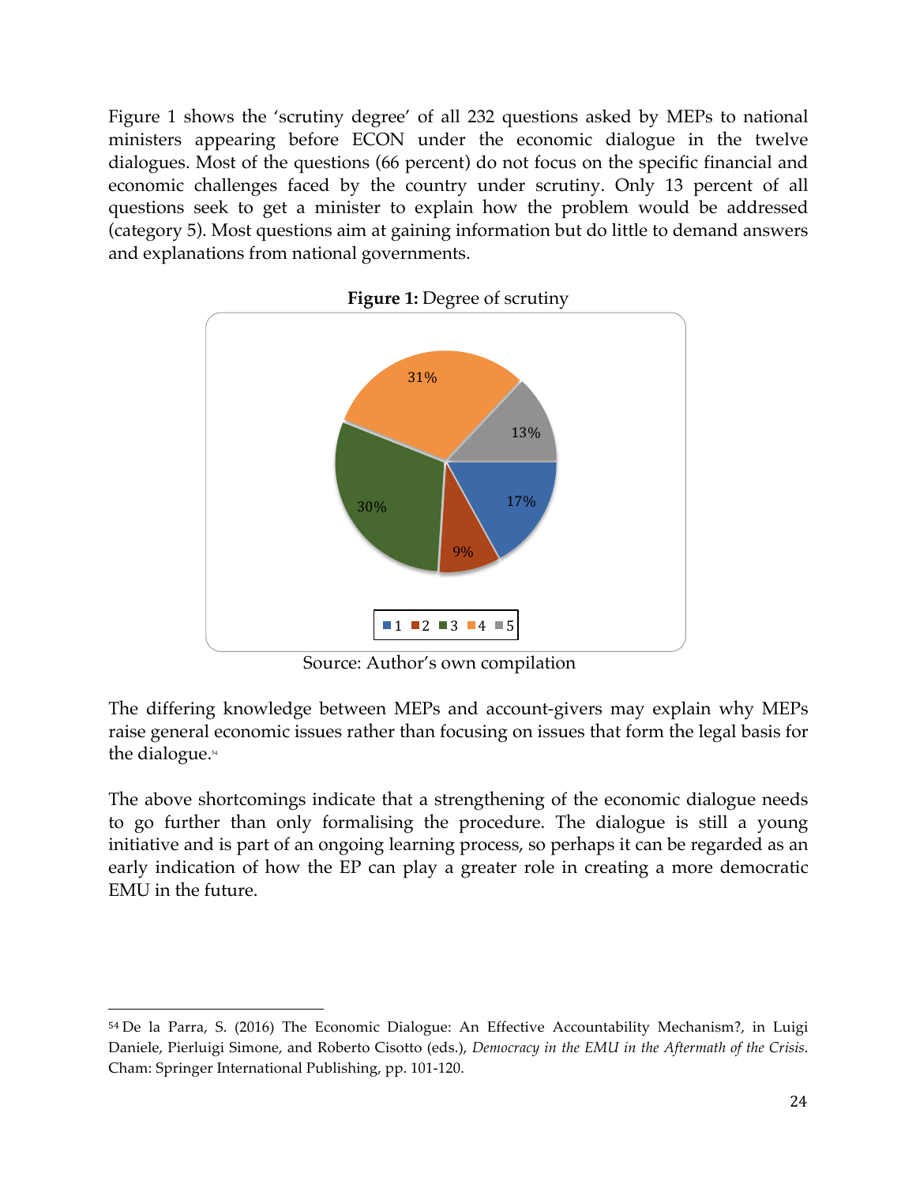Figure 1 shows the 'scrutiny degree' of all 232 questions asked by MEPs to national ministers appearing before ECON under the economic dialogue in the twelve dialogues. Most of the questions (66 percent) do not focus on the specific financial and economic challenges faced by the country under scrutiny. Only 13 percent of all questions seek to get a minister to explain how the problem would be addressed (category 5). Most questions aim at gaining information but do little to demand answers and explanations from national governments.

**Figure 1:** Degree of scrutiny

Source: Author's own compilation

The differing knowledge between MEPs and account-givers may explain why MEPs raise general economic issues rather than focusing on issues that form the legal basis for the dialogue.[54]

The above shortcomings indicate that a strengthening of the economic dialogue needs to go further than only formalising the procedure. The dialogue is still a young initiative and is part of an ongoing learning process, so perhaps it can be regarded as an early indication of how the EP can play a greater role in creating a more democratic EMU in the future.

---

[54] De la Parra, S. (2016) The Economic Dialogue: An Effective Accountability Mechanism?, in Luigi Daniele, Pierluigi Simone, and Roberto Cisotto (eds.), *Democracy in the EMU in the Aftermath of the Crisis*. Cham: Springer International Publishing, pp. 101-120.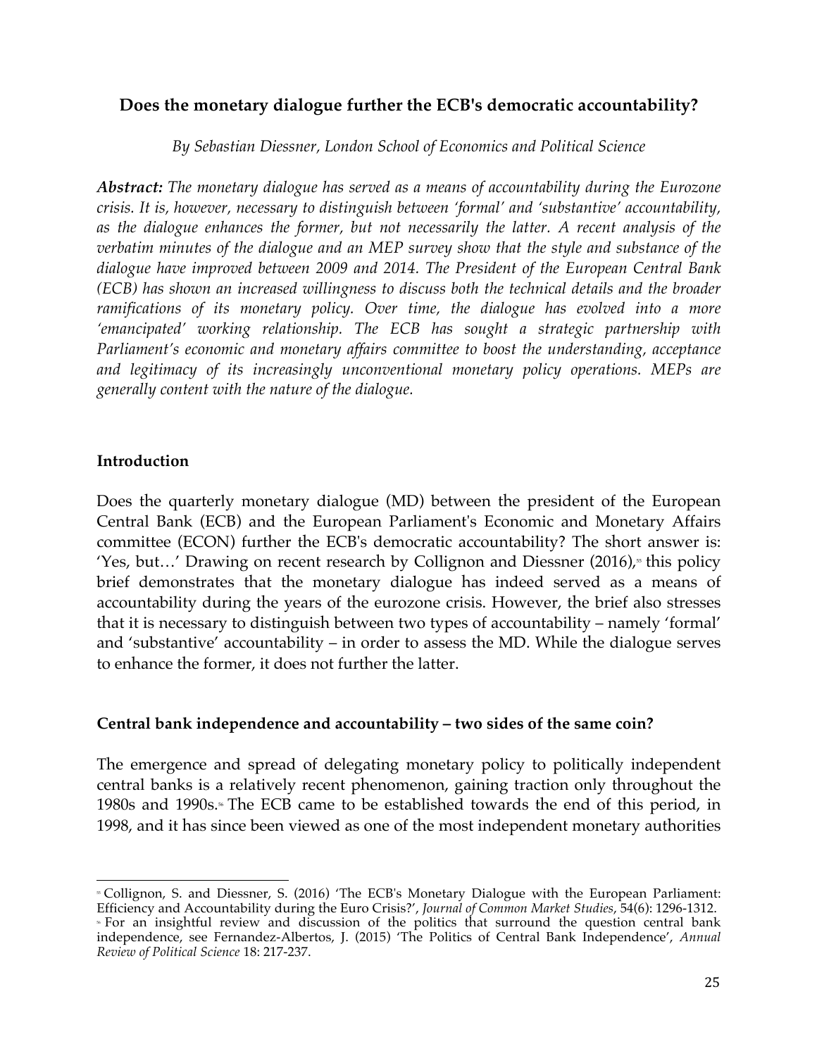## Does the monetary dialogue further the ECB's democratic accountability?

*By Sebastian Diessner, London School of Economics and Political Science*

***Abstract:*** *The monetary dialogue has served as a means of accountability during the Eurozone crisis. It is, however, necessary to distinguish between 'formal' and 'substantive' accountability, as the dialogue enhances the former, but not necessarily the latter. A recent analysis of the verbatim minutes of the dialogue and an MEP survey show that the style and substance of the dialogue have improved between 2009 and 2014. The President of the European Central Bank (ECB) has shown an increased willingness to discuss both the technical details and the broader ramifications of its monetary policy. Over time, the dialogue has evolved into a more 'emancipated' working relationship. The ECB has sought a strategic partnership with Parliament's economic and monetary affairs committee to boost the understanding, acceptance and legitimacy of its increasingly unconventional monetary policy operations. MEPs are generally content with the nature of the dialogue.*

### Introduction

Does the quarterly monetary dialogue (MD) between the president of the European Central Bank (ECB) and the European Parliament's Economic and Monetary Affairs committee (ECON) further the ECB's democratic accountability? The short answer is: 'Yes, but…' Drawing on recent research by Collignon and Diessner (2016),[55] this policy brief demonstrates that the monetary dialogue has indeed served as a means of accountability during the years of the eurozone crisis. However, the brief also stresses that it is necessary to distinguish between two types of accountability – namely 'formal' and 'substantive' accountability – in order to assess the MD. While the dialogue serves to enhance the former, it does not further the latter.

### Central bank independence and accountability – two sides of the same coin?

The emergence and spread of delegating monetary policy to politically independent central banks is a relatively recent phenomenon, gaining traction only throughout the 1980s and 1990s.[56] The ECB came to be established towards the end of this period, in 1998, and it has since been viewed as one of the most independent monetary authorities

---

[55] Collignon, S. and Diessner, S. (2016) 'The ECB's Monetary Dialogue with the European Parliament: Efficiency and Accountability during the Euro Crisis?', *Journal of Common Market Studies*, 54(6): 1296-1312.

[56] For an insightful review and discussion of the politics that surround the question central bank independence, see Fernandez-Albertos, J. (2015) 'The Politics of Central Bank Independence', *Annual Review of Political Science* 18: 217-237.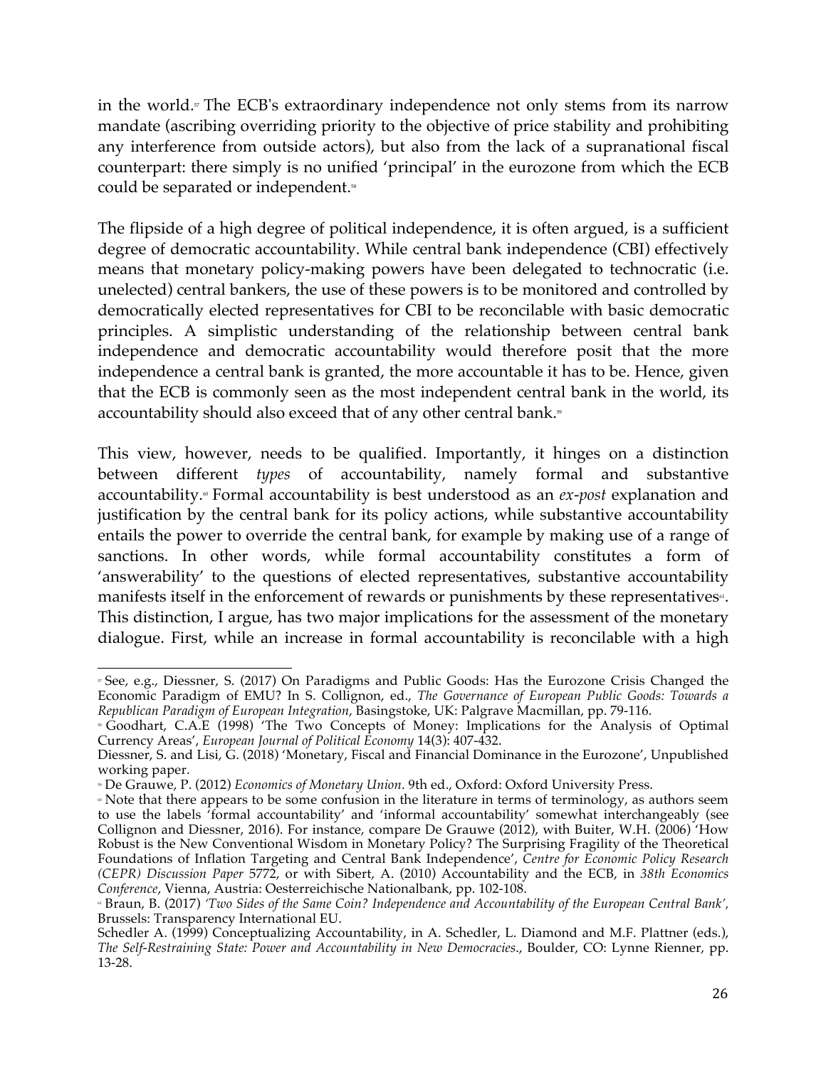in the world.[57] The ECB's extraordinary independence not only stems from its narrow mandate (ascribing overriding priority to the objective of price stability and prohibiting any interference from outside actors), but also from the lack of a supranational fiscal counterpart: there simply is no unified 'principal' in the eurozone from which the ECB could be separated or independent.[58]

The flipside of a high degree of political independence, it is often argued, is a sufficient degree of democratic accountability. While central bank independence (CBI) effectively means that monetary policy-making powers have been delegated to technocratic (i.e. unelected) central bankers, the use of these powers is to be monitored and controlled by democratically elected representatives for CBI to be reconcilable with basic democratic principles. A simplistic understanding of the relationship between central bank independence and democratic accountability would therefore posit that the more independence a central bank is granted, the more accountable it has to be. Hence, given that the ECB is commonly seen as the most independent central bank in the world, its accountability should also exceed that of any other central bank.[59]

This view, however, needs to be qualified. Importantly, it hinges on a distinction between different *types* of accountability, namely formal and substantive accountability.[60] Formal accountability is best understood as an *ex-post* explanation and justification by the central bank for its policy actions, while substantive accountability entails the power to override the central bank, for example by making use of a range of sanctions. In other words, while formal accountability constitutes a form of 'answerability' to the questions of elected representatives, substantive accountability manifests itself in the enforcement of rewards or punishments by these representatives[61]. This distinction, I argue, has two major implications for the assessment of the monetary dialogue. First, while an increase in formal accountability is reconcilable with a high

---

[57] See, e.g., Diessner, S. (2017) On Paradigms and Public Goods: Has the Eurozone Crisis Changed the Economic Paradigm of EMU? In S. Collignon, ed., *The Governance of European Public Goods: Towards a Republican Paradigm of European Integration*, Basingstoke, UK: Palgrave Macmillan, pp. 79-116.

[58] Goodhart, C.A.E (1998) 'The Two Concepts of Money: Implications for the Analysis of Optimal Currency Areas', *European Journal of Political Economy* 14(3): 407-432.
Diessner, S. and Lisi, G. (2018) 'Monetary, Fiscal and Financial Dominance in the Eurozone', Unpublished working paper.

[59] De Grauwe, P. (2012) *Economics of Monetary Union*. 9th ed., Oxford: Oxford University Press.

[60] Note that there appears to be some confusion in the literature in terms of terminology, as authors seem to use the labels 'formal accountability' and 'informal accountability' somewhat interchangeably (see Collignon and Diessner, 2016). For instance, compare De Grauwe (2012), with Buiter, W.H. (2006) 'How Robust is the New Conventional Wisdom in Monetary Policy? The Surprising Fragility of the Theoretical Foundations of Inflation Targeting and Central Bank Independence', *Centre for Economic Policy Research (CEPR) Discussion Paper* 5772, or with Sibert, A. (2010) Accountability and the ECB, in *38th Economics Conference*, Vienna, Austria: Oesterreichische Nationalbank, pp. 102-108.

[61] Braun, B. (2017) *'Two Sides of the Same Coin? Independence and Accountability of the European Central Bank'*, Brussels: Transparency International EU.
Schedler A. (1999) Conceptualizing Accountability, in A. Schedler, L. Diamond and M.F. Plattner (eds.), *The Self-Restraining State: Power and Accountability in New Democracies*., Boulder, CO: Lynne Rienner, pp. 13-28.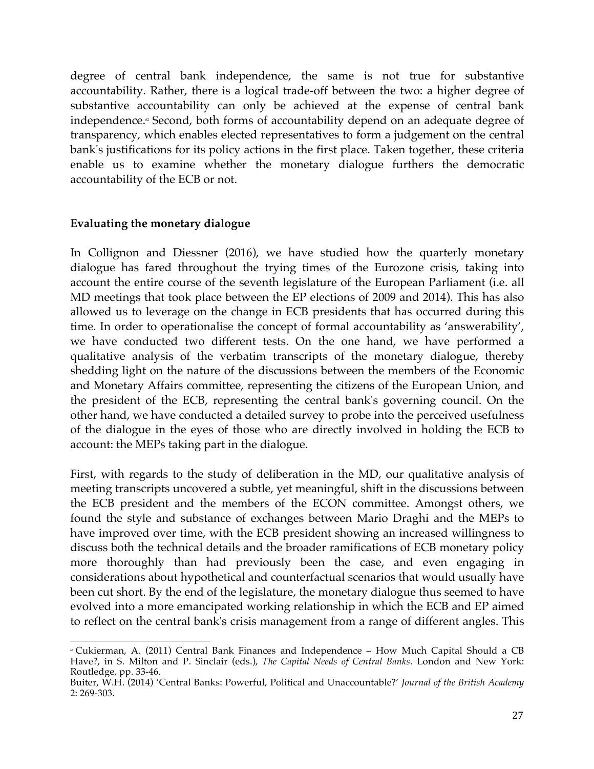degree of central bank independence, the same is not true for substantive accountability. Rather, there is a logical trade-off between the two: a higher degree of substantive accountability can only be achieved at the expense of central bank independence.[62] Second, both forms of accountability depend on an adequate degree of transparency, which enables elected representatives to form a judgement on the central bank's justifications for its policy actions in the first place. Taken together, these criteria enable us to examine whether the monetary dialogue furthers the democratic accountability of the ECB or not.

**Evaluating the monetary dialogue**

In Collignon and Diessner (2016), we have studied how the quarterly monetary dialogue has fared throughout the trying times of the Eurozone crisis, taking into account the entire course of the seventh legislature of the European Parliament (i.e. all MD meetings that took place between the EP elections of 2009 and 2014). This has also allowed us to leverage on the change in ECB presidents that has occurred during this time. In order to operationalise the concept of formal accountability as 'answerability', we have conducted two different tests. On the one hand, we have performed a qualitative analysis of the verbatim transcripts of the monetary dialogue, thereby shedding light on the nature of the discussions between the members of the Economic and Monetary Affairs committee, representing the citizens of the European Union, and the president of the ECB, representing the central bank's governing council. On the other hand, we have conducted a detailed survey to probe into the perceived usefulness of the dialogue in the eyes of those who are directly involved in holding the ECB to account: the MEPs taking part in the dialogue.

First, with regards to the study of deliberation in the MD, our qualitative analysis of meeting transcripts uncovered a subtle, yet meaningful, shift in the discussions between the ECB president and the members of the ECON committee. Amongst others, we found the style and substance of exchanges between Mario Draghi and the MEPs to have improved over time, with the ECB president showing an increased willingness to discuss both the technical details and the broader ramifications of ECB monetary policy more thoroughly than had previously been the case, and even engaging in considerations about hypothetical and counterfactual scenarios that would usually have been cut short. By the end of the legislature, the monetary dialogue thus seemed to have evolved into a more emancipated working relationship in which the ECB and EP aimed to reflect on the central bank's crisis management from a range of different angles. This

[62] Cukierman, A. (2011) Central Bank Finances and Independence – How Much Capital Should a CB Have?, in S. Milton and P. Sinclair (eds.), *The Capital Needs of Central Banks*. London and New York: Routledge, pp. 33-46.
Buiter, W.H. (2014) 'Central Banks: Powerful, Political and Unaccountable?' *Journal of the British Academy* 2: 269-303.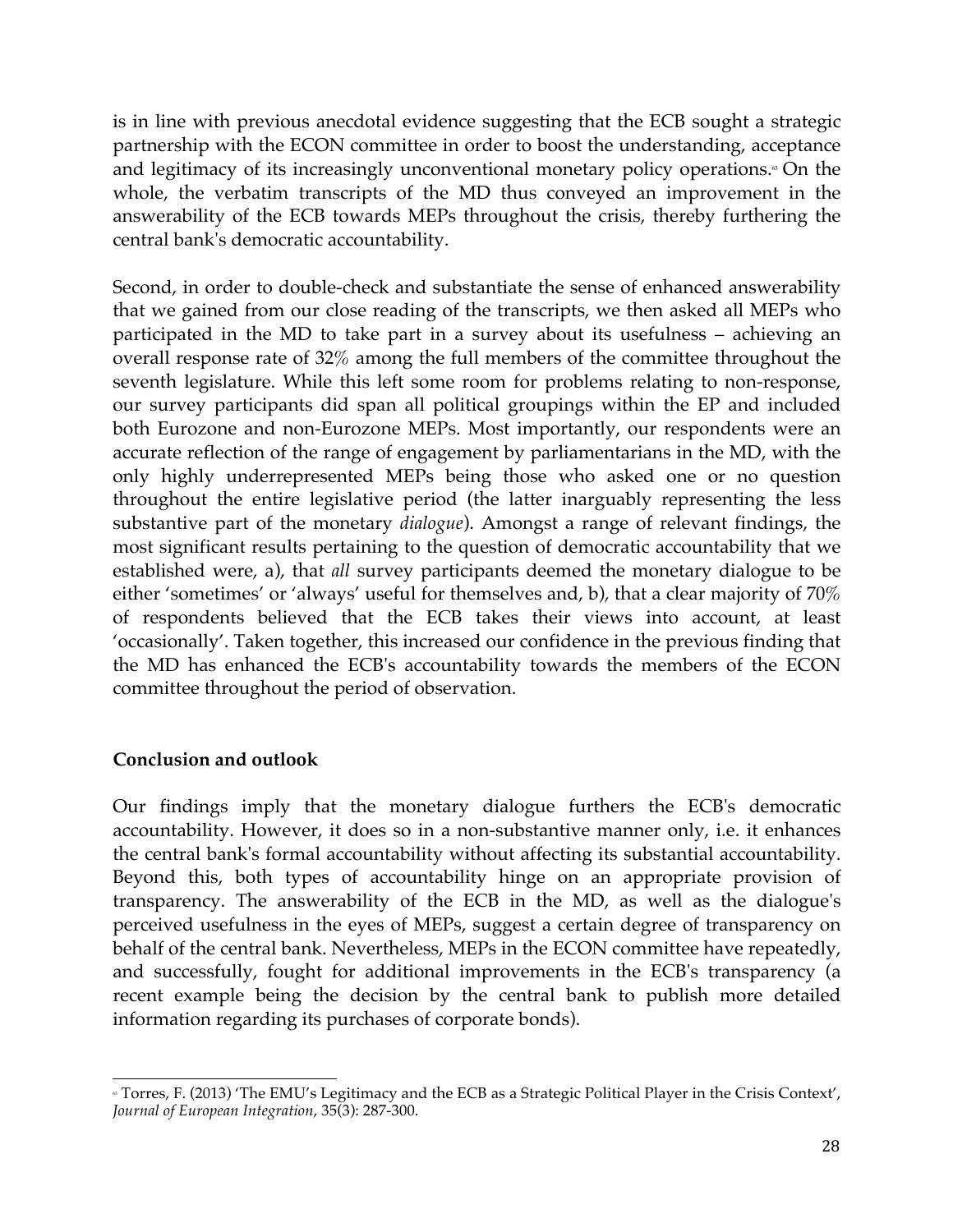is in line with previous anecdotal evidence suggesting that the ECB sought a strategic partnership with the ECON committee in order to boost the understanding, acceptance and legitimacy of its increasingly unconventional monetary policy operations.[63] On the whole, the verbatim transcripts of the MD thus conveyed an improvement in the answerability of the ECB towards MEPs throughout the crisis, thereby furthering the central bank's democratic accountability.

Second, in order to double-check and substantiate the sense of enhanced answerability that we gained from our close reading of the transcripts, we then asked all MEPs who participated in the MD to take part in a survey about its usefulness – achieving an overall response rate of 32% among the full members of the committee throughout the seventh legislature. While this left some room for problems relating to non-response, our survey participants did span all political groupings within the EP and included both Eurozone and non-Eurozone MEPs. Most importantly, our respondents were an accurate reflection of the range of engagement by parliamentarians in the MD, with the only highly underrepresented MEPs being those who asked one or no question throughout the entire legislative period (the latter inarguably representing the less substantive part of the monetary *dialogue*). Amongst a range of relevant findings, the most significant results pertaining to the question of democratic accountability that we established were, a), that *all* survey participants deemed the monetary dialogue to be either 'sometimes' or 'always' useful for themselves and, b), that a clear majority of 70% of respondents believed that the ECB takes their views into account, at least 'occasionally'. Taken together, this increased our confidence in the previous finding that the MD has enhanced the ECB's accountability towards the members of the ECON committee throughout the period of observation.

## Conclusion and outlook

Our findings imply that the monetary dialogue furthers the ECB's democratic accountability. However, it does so in a non-substantive manner only, i.e. it enhances the central bank's formal accountability without affecting its substantial accountability. Beyond this, both types of accountability hinge on an appropriate provision of transparency. The answerability of the ECB in the MD, as well as the dialogue's perceived usefulness in the eyes of MEPs, suggest a certain degree of transparency on behalf of the central bank. Nevertheless, MEPs in the ECON committee have repeatedly, and successfully, fought for additional improvements in the ECB's transparency (a recent example being the decision by the central bank to publish more detailed information regarding its purchases of corporate bonds).

---

[63] Torres, F. (2013) 'The EMU's Legitimacy and the ECB as a Strategic Political Player in the Crisis Context', *Journal of European Integration*, 35(3): 287-300.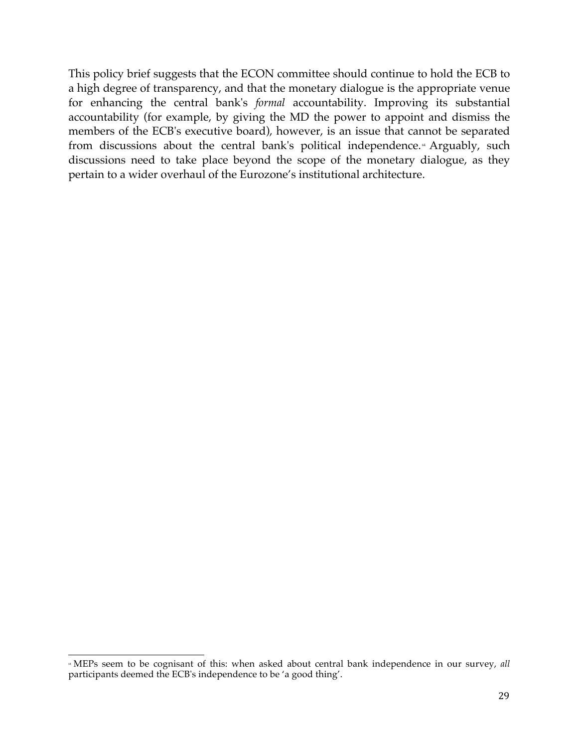This policy brief suggests that the ECON committee should continue to hold the ECB to a high degree of transparency, and that the monetary dialogue is the appropriate venue for enhancing the central bank's *formal* accountability. Improving its substantial accountability (for example, by giving the MD the power to appoint and dismiss the members of the ECB's executive board), however, is an issue that cannot be separated from discussions about the central bank's political independence.[64] Arguably, such discussions need to take place beyond the scope of the monetary dialogue, as they pertain to a wider overhaul of the Eurozone's institutional architecture.

[64] MEPs seem to be cognisant of this: when asked about central bank independence in our survey, *all* participants deemed the ECB's independence to be 'a good thing'.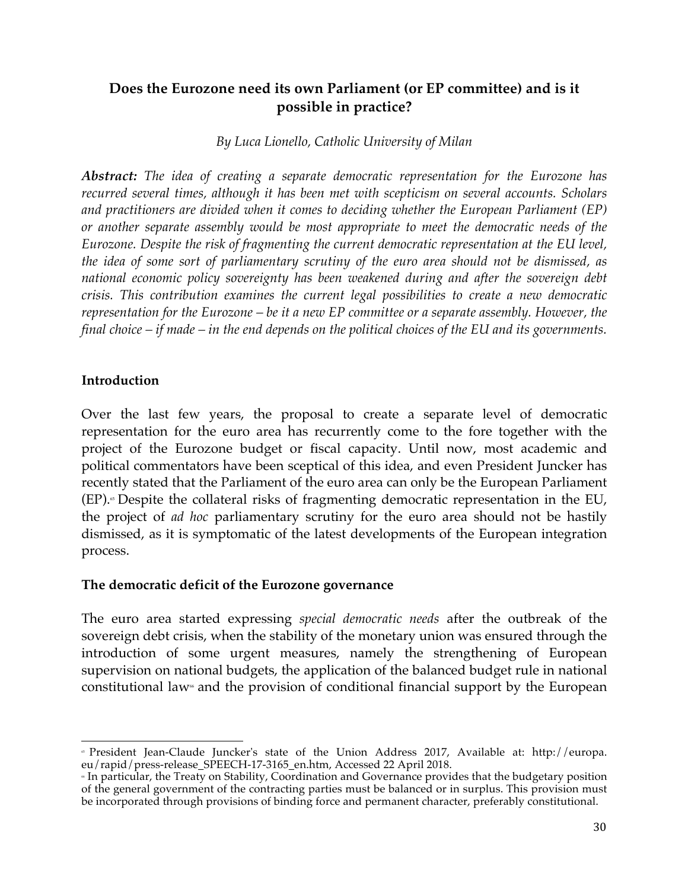## Does the Eurozone need its own Parliament (or EP committee) and is it possible in practice?

*By Luca Lionello, Catholic University of Milan*

***Abstract:*** *The idea of creating a separate democratic representation for the Eurozone has recurred several times, although it has been met with scepticism on several accounts. Scholars and practitioners are divided when it comes to deciding whether the European Parliament (EP) or another separate assembly would be most appropriate to meet the democratic needs of the Eurozone. Despite the risk of fragmenting the current democratic representation at the EU level, the idea of some sort of parliamentary scrutiny of the euro area should not be dismissed, as national economic policy sovereignty has been weakened during and after the sovereign debt crisis. This contribution examines the current legal possibilities to create a new democratic representation for the Eurozone – be it a new EP committee or a separate assembly. However, the final choice – if made – in the end depends on the political choices of the EU and its governments.*

### Introduction

Over the last few years, the proposal to create a separate level of democratic representation for the euro area has recurrently come to the fore together with the project of the Eurozone budget or fiscal capacity. Until now, most academic and political commentators have been sceptical of this idea, and even President Juncker has recently stated that the Parliament of the euro area can only be the European Parliament (EP).[65] Despite the collateral risks of fragmenting democratic representation in the EU, the project of *ad hoc* parliamentary scrutiny for the euro area should not be hastily dismissed, as it is symptomatic of the latest developments of the European integration process.

### The democratic deficit of the Eurozone governance

The euro area started expressing *special democratic needs* after the outbreak of the sovereign debt crisis, when the stability of the monetary union was ensured through the introduction of some urgent measures, namely the strengthening of European supervision on national budgets, the application of the balanced budget rule in national constitutional law[66] and the provision of conditional financial support by the European

---

[65] President Jean-Claude Juncker's state of the Union Address 2017, Available at: http://europa.eu/rapid/press-release_SPEECH-17-3165_en.htm, Accessed 22 April 2018.

[66] In particular, the Treaty on Stability, Coordination and Governance provides that the budgetary position of the general government of the contracting parties must be balanced or in surplus. This provision must be incorporated through provisions of binding force and permanent character, preferably constitutional.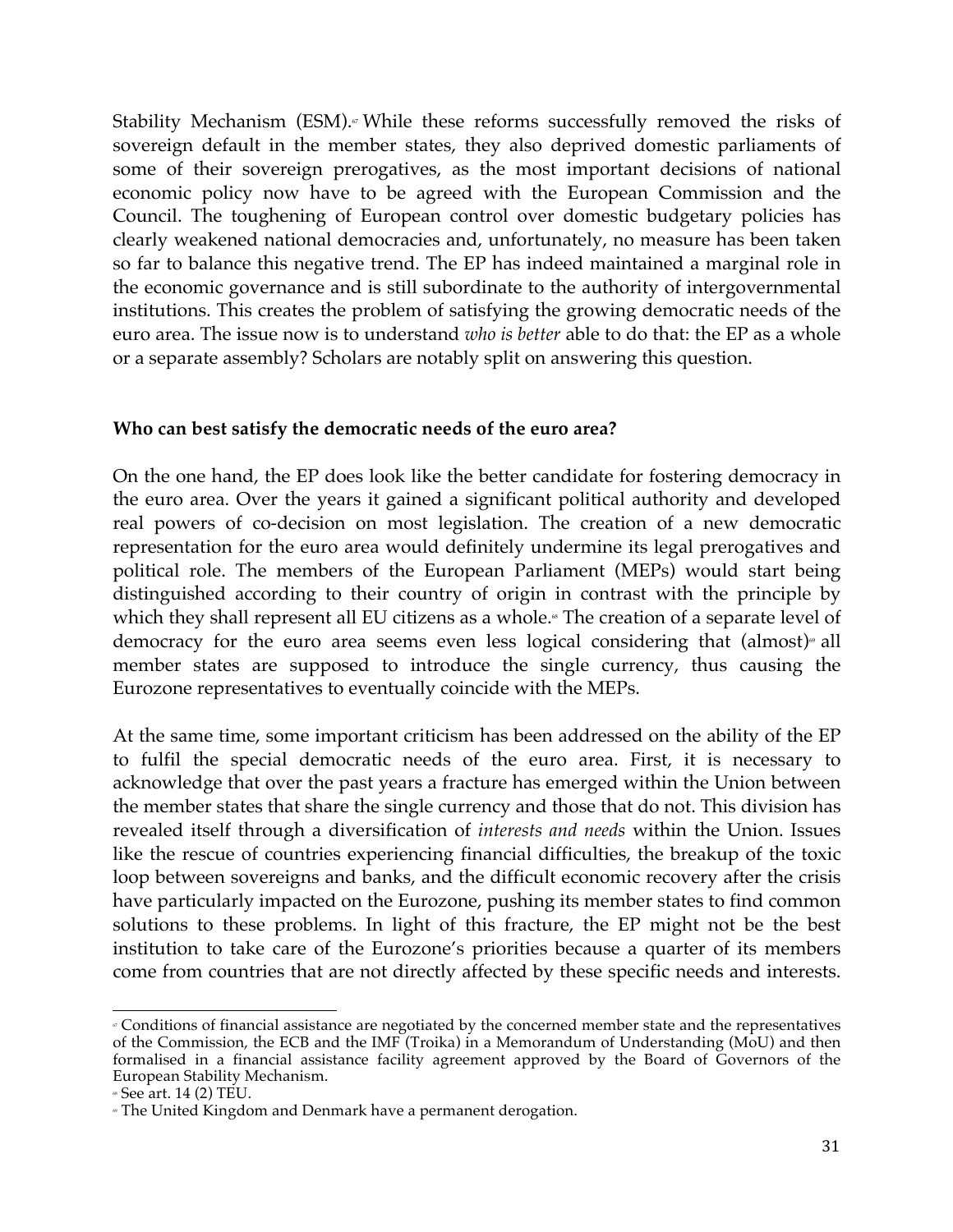Stability Mechanism (ESM).[67] While these reforms successfully removed the risks of sovereign default in the member states, they also deprived domestic parliaments of some of their sovereign prerogatives, as the most important decisions of national economic policy now have to be agreed with the European Commission and the Council. The toughening of European control over domestic budgetary policies has clearly weakened national democracies and, unfortunately, no measure has been taken so far to balance this negative trend. The EP has indeed maintained a marginal role in the economic governance and is still subordinate to the authority of intergovernmental institutions. This creates the problem of satisfying the growing democratic needs of the euro area. The issue now is to understand *who is better* able to do that: the EP as a whole or a separate assembly? Scholars are notably split on answering this question.

**Who can best satisfy the democratic needs of the euro area?**

On the one hand, the EP does look like the better candidate for fostering democracy in the euro area. Over the years it gained a significant political authority and developed real powers of co-decision on most legislation. The creation of a new democratic representation for the euro area would definitely undermine its legal prerogatives and political role. The members of the European Parliament (MEPs) would start being distinguished according to their country of origin in contrast with the principle by which they shall represent all EU citizens as a whole.[68] The creation of a separate level of democracy for the euro area seems even less logical considering that (almost)[69] all member states are supposed to introduce the single currency, thus causing the Eurozone representatives to eventually coincide with the MEPs.

At the same time, some important criticism has been addressed on the ability of the EP to fulfil the special democratic needs of the euro area. First, it is necessary to acknowledge that over the past years a fracture has emerged within the Union between the member states that share the single currency and those that do not. This division has revealed itself through a diversification of *interests and needs* within the Union. Issues like the rescue of countries experiencing financial difficulties, the breakup of the toxic loop between sovereigns and banks, and the difficult economic recovery after the crisis have particularly impacted on the Eurozone, pushing its member states to find common solutions to these problems. In light of this fracture, the EP might not be the best institution to take care of the Eurozone's priorities because a quarter of its members come from countries that are not directly affected by these specific needs and interests.

---

[67] Conditions of financial assistance are negotiated by the concerned member state and the representatives of the Commission, the ECB and the IMF (Troika) in a Memorandum of Understanding (MoU) and then formalised in a financial assistance facility agreement approved by the Board of Governors of the European Stability Mechanism.

[68] See art. 14 (2) TEU.

[69] The United Kingdom and Denmark have a permanent derogation.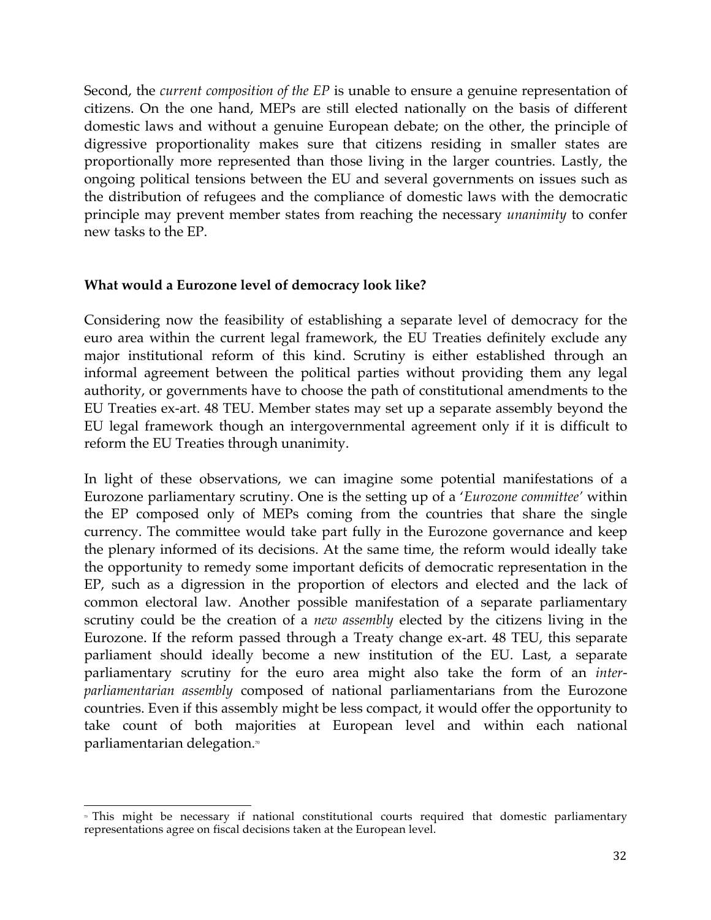Second, the *current composition of the EP* is unable to ensure a genuine representation of citizens. On the one hand, MEPs are still elected nationally on the basis of different domestic laws and without a genuine European debate; on the other, the principle of digressive proportionality makes sure that citizens residing in smaller states are proportionally more represented than those living in the larger countries. Lastly, the ongoing political tensions between the EU and several governments on issues such as the distribution of refugees and the compliance of domestic laws with the democratic principle may prevent member states from reaching the necessary *unanimity* to confer new tasks to the EP.

**What would a Eurozone level of democracy look like?**

Considering now the feasibility of establishing a separate level of democracy for the euro area within the current legal framework, the EU Treaties definitely exclude any major institutional reform of this kind. Scrutiny is either established through an informal agreement between the political parties without providing them any legal authority, or governments have to choose the path of constitutional amendments to the EU Treaties ex-art. 48 TEU. Member states may set up a separate assembly beyond the EU legal framework though an intergovernmental agreement only if it is difficult to reform the EU Treaties through unanimity.

In light of these observations, we can imagine some potential manifestations of a Eurozone parliamentary scrutiny. One is the setting up of a '*Eurozone committee'* within the EP composed only of MEPs coming from the countries that share the single currency. The committee would take part fully in the Eurozone governance and keep the plenary informed of its decisions. At the same time, the reform would ideally take the opportunity to remedy some important deficits of democratic representation in the EP, such as a digression in the proportion of electors and elected and the lack of common electoral law. Another possible manifestation of a separate parliamentary scrutiny could be the creation of a *new assembly* elected by the citizens living in the Eurozone. If the reform passed through a Treaty change ex-art. 48 TEU, this separate parliament should ideally become a new institution of the EU. Last, a separate parliamentary scrutiny for the euro area might also take the form of an *inter-parliamentarian assembly* composed of national parliamentarians from the Eurozone countries. Even if this assembly might be less compact, it would offer the opportunity to take count of both majorities at European level and within each national parliamentarian delegation.[70]

---

[70] This might be necessary if national constitutional courts required that domestic parliamentary representations agree on fiscal decisions taken at the European level.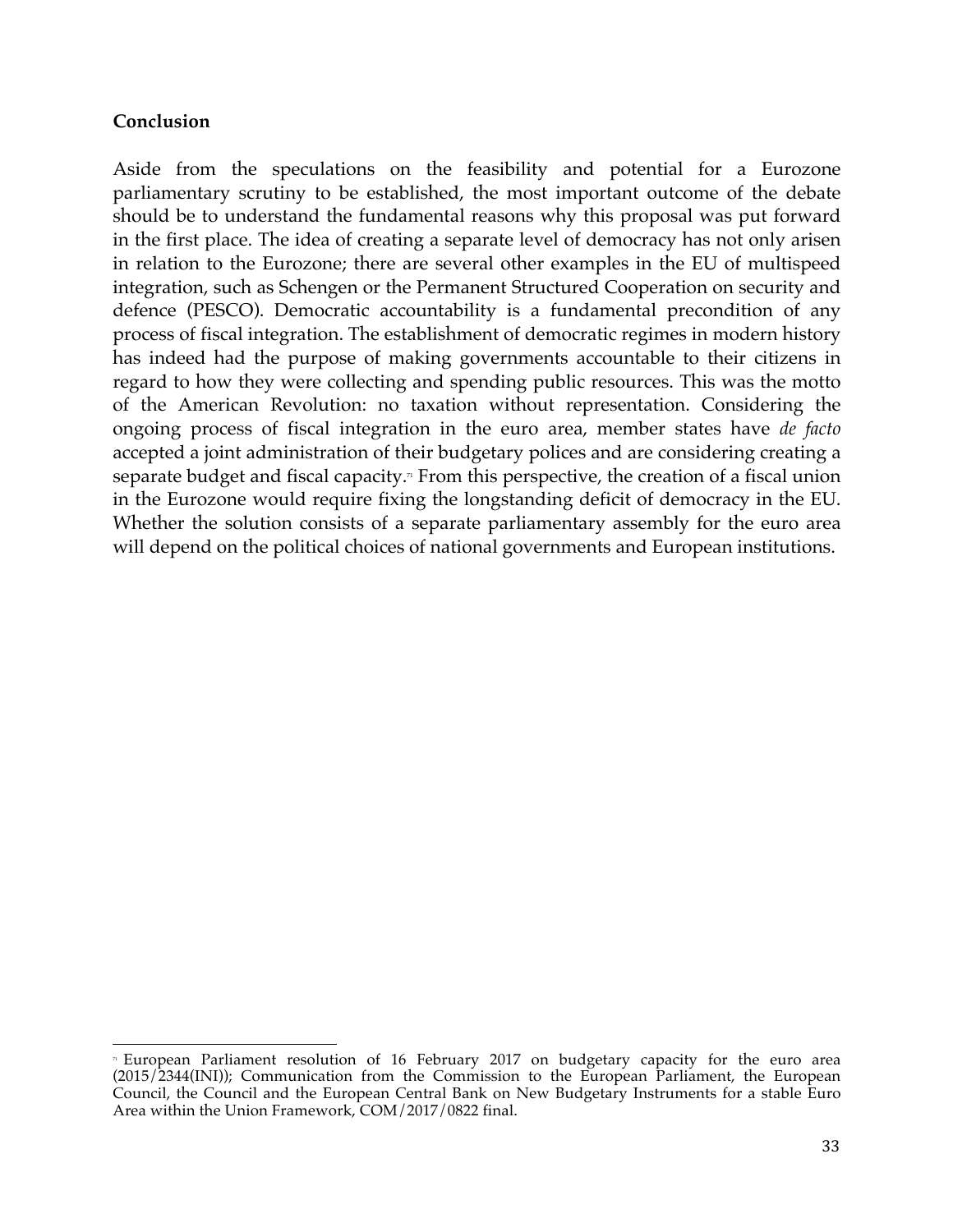**Conclusion**

Aside from the speculations on the feasibility and potential for a Eurozone parliamentary scrutiny to be established, the most important outcome of the debate should be to understand the fundamental reasons why this proposal was put forward in the first place. The idea of creating a separate level of democracy has not only arisen in relation to the Eurozone; there are several other examples in the EU of multispeed integration, such as Schengen or the Permanent Structured Cooperation on security and defence (PESCO). Democratic accountability is a fundamental precondition of any process of fiscal integration. The establishment of democratic regimes in modern history has indeed had the purpose of making governments accountable to their citizens in regard to how they were collecting and spending public resources. This was the motto of the American Revolution: no taxation without representation. Considering the ongoing process of fiscal integration in the euro area, member states have *de facto* accepted a joint administration of their budgetary polices and are considering creating a separate budget and fiscal capacity.[71] From this perspective, the creation of a fiscal union in the Eurozone would require fixing the longstanding deficit of democracy in the EU. Whether the solution consists of a separate parliamentary assembly for the euro area will depend on the political choices of national governments and European institutions.

[71] European Parliament resolution of 16 February 2017 on budgetary capacity for the euro area (2015/2344(INI)); Communication from the Commission to the European Parliament, the European Council, the Council and the European Central Bank on New Budgetary Instruments for a stable Euro Area within the Union Framework, COM/2017/0822 final.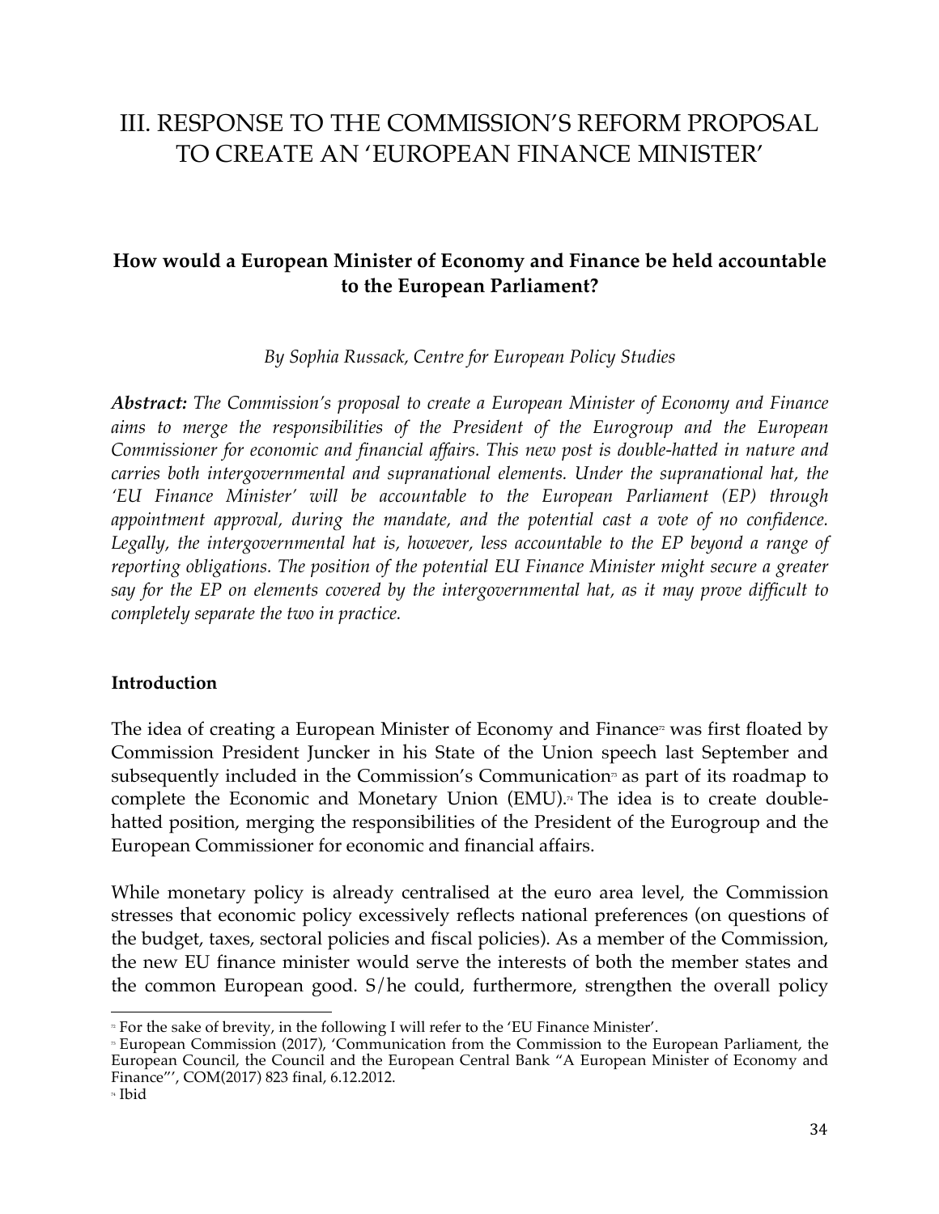# III. RESPONSE TO THE COMMISSION'S REFORM PROPOSAL TO CREATE AN 'EUROPEAN FINANCE MINISTER'

## How would a European Minister of Economy and Finance be held accountable to the European Parliament?

*By Sophia Russack, Centre for European Policy Studies*

***Abstract:*** *The Commission's proposal to create a European Minister of Economy and Finance aims to merge the responsibilities of the President of the Eurogroup and the European Commissioner for economic and financial affairs. This new post is double-hatted in nature and carries both intergovernmental and supranational elements. Under the supranational hat, the 'EU Finance Minister' will be accountable to the European Parliament (EP) through appointment approval, during the mandate, and the potential cast a vote of no confidence. Legally, the intergovernmental hat is, however, less accountable to the EP beyond a range of reporting obligations. The position of the potential EU Finance Minister might secure a greater say for the EP on elements covered by the intergovernmental hat, as it may prove difficult to completely separate the two in practice.*

### Introduction

The idea of creating a European Minister of Economy and Finance[72] was first floated by Commission President Juncker in his State of the Union speech last September and subsequently included in the Commission's Communication[73] as part of its roadmap to complete the Economic and Monetary Union (EMU).[74] The idea is to create double-hatted position, merging the responsibilities of the President of the Eurogroup and the European Commissioner for economic and financial affairs.

While monetary policy is already centralised at the euro area level, the Commission stresses that economic policy excessively reflects national preferences (on questions of the budget, taxes, sectoral policies and fiscal policies). As a member of the Commission, the new EU finance minister would serve the interests of both the member states and the common European good. S/he could, furthermore, strengthen the overall policy

[72] For the sake of brevity, in the following I will refer to the 'EU Finance Minister'.

[73] European Commission (2017), 'Communication from the Commission to the European Parliament, the European Council, the Council and the European Central Bank "A European Minister of Economy and Finance"', COM(2017) 823 final, 6.12.2012.

[74] Ibid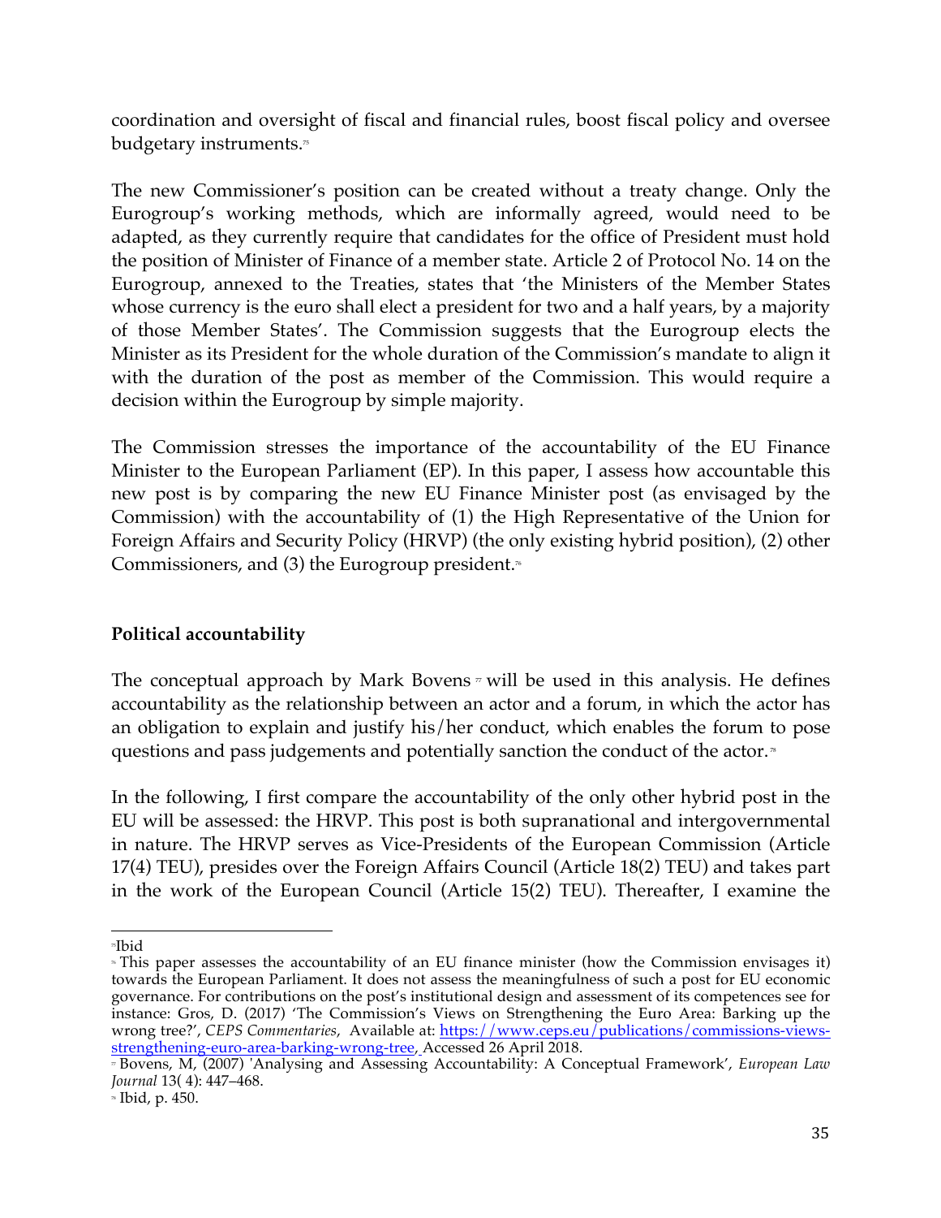coordination and oversight of fiscal and financial rules, boost fiscal policy and oversee budgetary instruments.[75]

The new Commissioner's position can be created without a treaty change. Only the Eurogroup's working methods, which are informally agreed, would need to be adapted, as they currently require that candidates for the office of President must hold the position of Minister of Finance of a member state. Article 2 of Protocol No. 14 on the Eurogroup, annexed to the Treaties, states that 'the Ministers of the Member States whose currency is the euro shall elect a president for two and a half years, by a majority of those Member States'. The Commission suggests that the Eurogroup elects the Minister as its President for the whole duration of the Commission's mandate to align it with the duration of the post as member of the Commission. This would require a decision within the Eurogroup by simple majority.

The Commission stresses the importance of the accountability of the EU Finance Minister to the European Parliament (EP). In this paper, I assess how accountable this new post is by comparing the new EU Finance Minister post (as envisaged by the Commission) with the accountability of (1) the High Representative of the Union for Foreign Affairs and Security Policy (HRVP) (the only existing hybrid position), (2) other Commissioners, and (3) the Eurogroup president.[76]

## Political accountability

The conceptual approach by Mark Bovens [77] will be used in this analysis. He defines accountability as the relationship between an actor and a forum, in which the actor has an obligation to explain and justify his/her conduct, which enables the forum to pose questions and pass judgements and potentially sanction the conduct of the actor.[78]

In the following, I first compare the accountability of the only other hybrid post in the EU will be assessed: the HRVP. This post is both supranational and intergovernmental in nature. The HRVP serves as Vice-Presidents of the European Commission (Article 17(4) TEU), presides over the Foreign Affairs Council (Article 18(2) TEU) and takes part in the work of the European Council (Article 15(2) TEU). Thereafter, I examine the

---

[75] Ibid

[76] This paper assesses the accountability of an EU finance minister (how the Commission envisages it) towards the European Parliament. It does not assess the meaningfulness of such a post for EU economic governance. For contributions on the post's institutional design and assessment of its competences see for instance: Gros, D. (2017) 'The Commission's Views on Strengthening the Euro Area: Barking up the wrong tree?', *CEPS Commentaries*, Available at: https://www.ceps.eu/publications/commissions-views-strengthening-euro-area-barking-wrong-tree, Accessed 26 April 2018.

[77] Bovens, M, (2007) 'Analysing and Assessing Accountability: A Conceptual Framework', *European Law Journal* 13( 4): 447–468.

[78] Ibid, p. 450.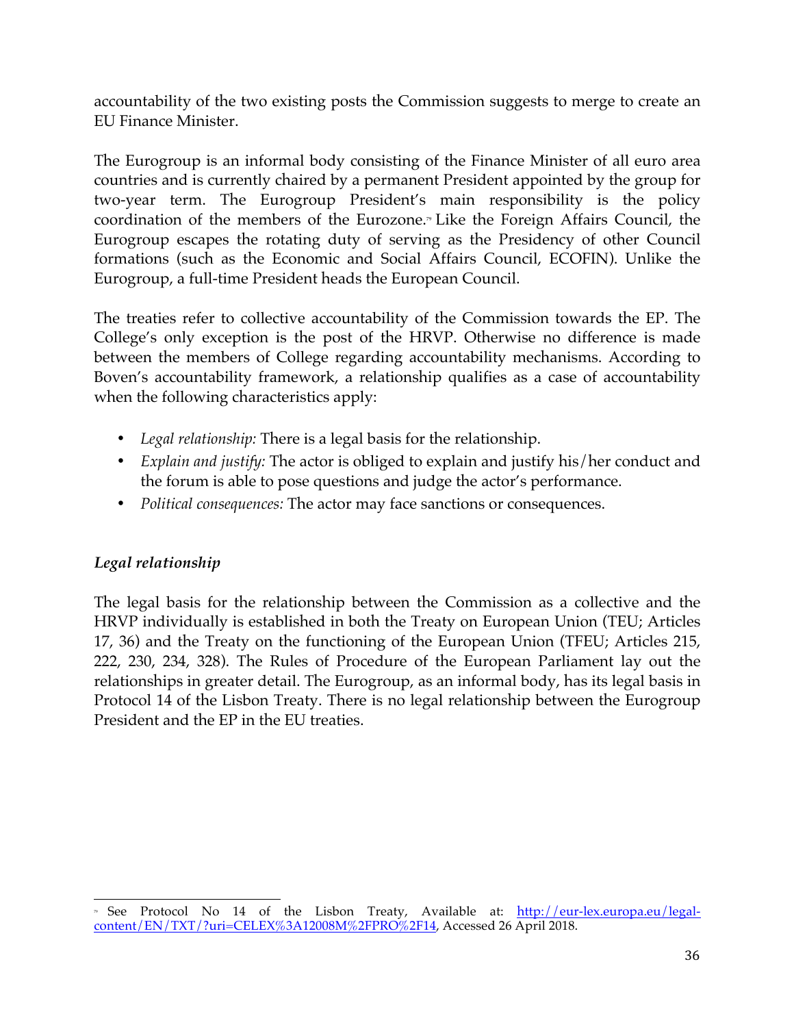accountability of the two existing posts the Commission suggests to merge to create an EU Finance Minister.

The Eurogroup is an informal body consisting of the Finance Minister of all euro area countries and is currently chaired by a permanent President appointed by the group for two-year term. The Eurogroup President's main responsibility is the policy coordination of the members of the Eurozone.[79] Like the Foreign Affairs Council, the Eurogroup escapes the rotating duty of serving as the Presidency of other Council formations (such as the Economic and Social Affairs Council, ECOFIN). Unlike the Eurogroup, a full-time President heads the European Council.

The treaties refer to collective accountability of the Commission towards the EP. The College's only exception is the post of the HRVP. Otherwise no difference is made between the members of College regarding accountability mechanisms. According to Boven's accountability framework, a relationship qualifies as a case of accountability when the following characteristics apply:

- *Legal relationship:* There is a legal basis for the relationship.
- *Explain and justify:* The actor is obliged to explain and justify his/her conduct and the forum is able to pose questions and judge the actor's performance.
- *Political consequences:* The actor may face sanctions or consequences.

### *Legal relationship*

The legal basis for the relationship between the Commission as a collective and the HRVP individually is established in both the Treaty on European Union (TEU; Articles 17, 36) and the Treaty on the functioning of the European Union (TFEU; Articles 215, 222, 230, 234, 328). The Rules of Procedure of the European Parliament lay out the relationships in greater detail. The Eurogroup, as an informal body, has its legal basis in Protocol 14 of the Lisbon Treaty. There is no legal relationship between the Eurogroup President and the EP in the EU treaties.

---

[79] See Protocol No 14 of the Lisbon Treaty, Available at: http://eur-lex.europa.eu/legal-content/EN/TXT/?uri=CELEX%3A12008M%2FPRO%2F14, Accessed 26 April 2018.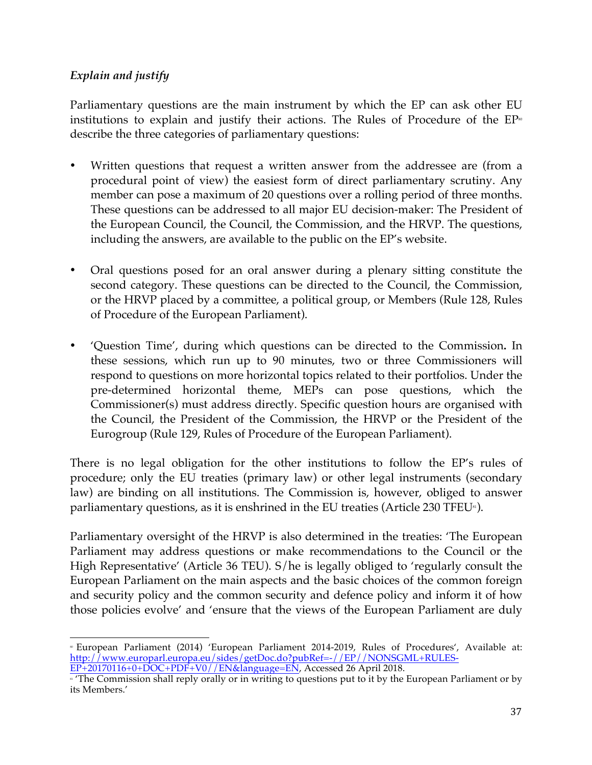*Explain and justify*

Parliamentary questions are the main instrument by which the EP can ask other EU institutions to explain and justify their actions. The Rules of Procedure of the EP[80] describe the three categories of parliamentary questions:

- Written questions that request a written answer from the addressee are (from a procedural point of view) the easiest form of direct parliamentary scrutiny. Any member can pose a maximum of 20 questions over a rolling period of three months. These questions can be addressed to all major EU decision-maker: The President of the European Council, the Council, the Commission, and the HRVP. The questions, including the answers, are available to the public on the EP's website.

- Oral questions posed for an oral answer during a plenary sitting constitute the second category. These questions can be directed to the Council, the Commission, or the HRVP placed by a committee, a political group, or Members (Rule 128, Rules of Procedure of the European Parliament).

- 'Question Time', during which questions can be directed to the Commission**.** In these sessions, which run up to 90 minutes, two or three Commissioners will respond to questions on more horizontal topics related to their portfolios. Under the pre-determined horizontal theme, MEPs can pose questions, which the Commissioner(s) must address directly. Specific question hours are organised with the Council, the President of the Commission, the HRVP or the President of the Eurogroup (Rule 129, Rules of Procedure of the European Parliament).

There is no legal obligation for the other institutions to follow the EP's rules of procedure; only the EU treaties (primary law) or other legal instruments (secondary law) are binding on all institutions. The Commission is, however, obliged to answer parliamentary questions, as it is enshrined in the EU treaties (Article 230 TFEU[81]).

Parliamentary oversight of the HRVP is also determined in the treaties: 'The European Parliament may address questions or make recommendations to the Council or the High Representative' (Article 36 TEU). S/he is legally obliged to 'regularly consult the European Parliament on the main aspects and the basic choices of the common foreign and security policy and the common security and defence policy and inform it of how those policies evolve' and 'ensure that the views of the European Parliament are duly

---

[80] European Parliament (2014) 'European Parliament 2014-2019, Rules of Procedures', Available at: http://www.europarl.europa.eu/sides/getDoc.do?pubRef=-//EP//NONSGML+RULES-EP+20170116+0+DOC+PDF+V0//EN&language=EN, Accessed 26 April 2018.

[81] 'The Commission shall reply orally or in writing to questions put to it by the European Parliament or by its Members.'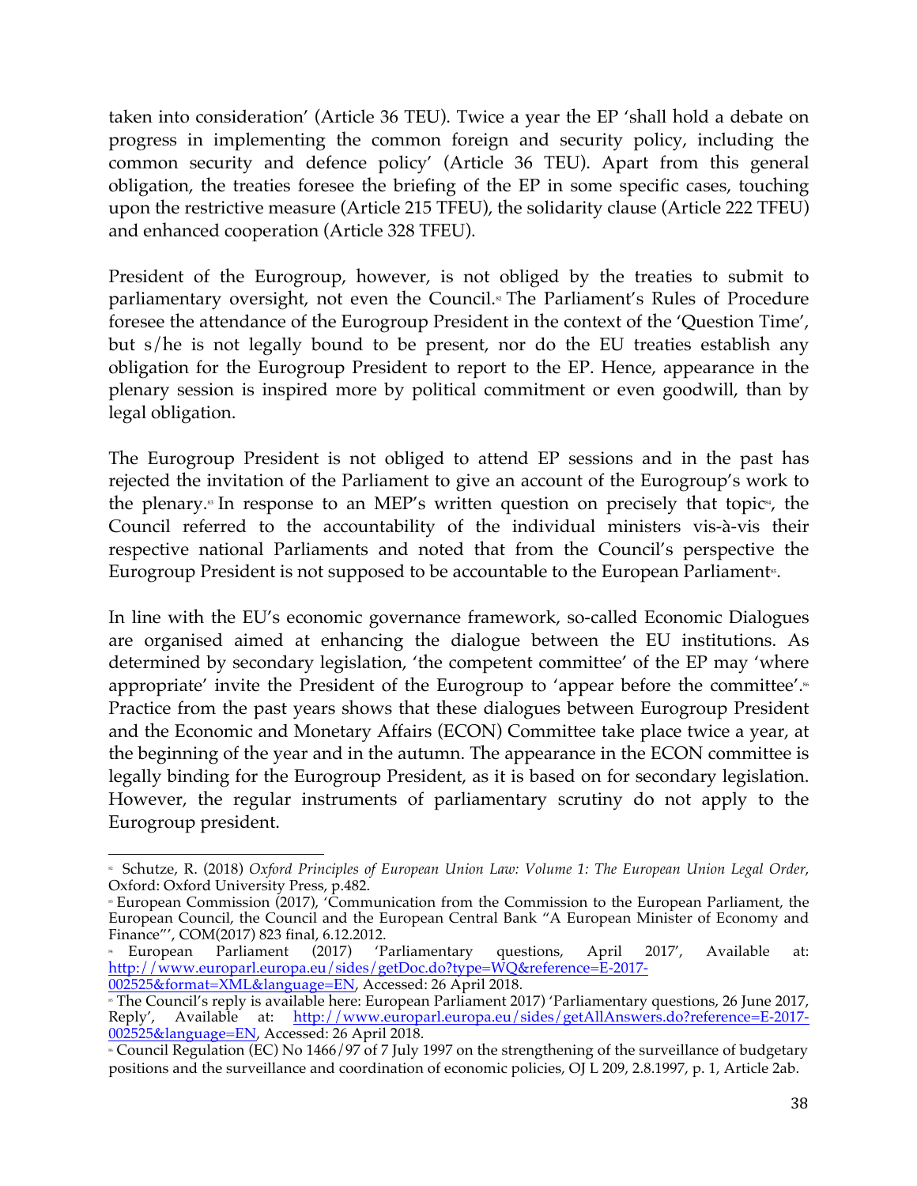taken into consideration' (Article 36 TEU). Twice a year the EP 'shall hold a debate on progress in implementing the common foreign and security policy, including the common security and defence policy' (Article 36 TEU). Apart from this general obligation, the treaties foresee the briefing of the EP in some specific cases, touching upon the restrictive measure (Article 215 TFEU), the solidarity clause (Article 222 TFEU) and enhanced cooperation (Article 328 TFEU).

President of the Eurogroup, however, is not obliged by the treaties to submit to parliamentary oversight, not even the Council.[82] The Parliament's Rules of Procedure foresee the attendance of the Eurogroup President in the context of the 'Question Time', but s/he is not legally bound to be present, nor do the EU treaties establish any obligation for the Eurogroup President to report to the EP. Hence, appearance in the plenary session is inspired more by political commitment or even goodwill, than by legal obligation.

The Eurogroup President is not obliged to attend EP sessions and in the past has rejected the invitation of the Parliament to give an account of the Eurogroup's work to the plenary.[83] In response to an MEP's written question on precisely that topic[84], the Council referred to the accountability of the individual ministers vis-à-vis their respective national Parliaments and noted that from the Council's perspective the Eurogroup President is not supposed to be accountable to the European Parliament[85].

In line with the EU's economic governance framework, so-called Economic Dialogues are organised aimed at enhancing the dialogue between the EU institutions. As determined by secondary legislation, 'the competent committee' of the EP may 'where appropriate' invite the President of the Eurogroup to 'appear before the committee'.[86] Practice from the past years shows that these dialogues between Eurogroup President and the Economic and Monetary Affairs (ECON) Committee take place twice a year, at the beginning of the year and in the autumn. The appearance in the ECON committee is legally binding for the Eurogroup President, as it is based on for secondary legislation. However, the regular instruments of parliamentary scrutiny do not apply to the Eurogroup president.

---

[82] Schutze, R. (2018) *Oxford Principles of European Union Law: Volume 1: The European Union Legal Order*, Oxford: Oxford University Press, p.482.

[83] European Commission (2017), 'Communication from the Commission to the European Parliament, the European Council, the Council and the European Central Bank "A European Minister of Economy and Finance"', COM(2017) 823 final, 6.12.2012.

[84] European Parliament (2017) 'Parliamentary questions, April 2017', Available at: http://www.europarl.europa.eu/sides/getDoc.do?type=WQ&reference=E-2017-002525&format=XML&language=EN, Accessed: 26 April 2018.

[85] The Council's reply is available here: European Parliament 2017) 'Parliamentary questions, 26 June 2017, Reply', Available at: http://www.europarl.europa.eu/sides/getAllAnswers.do?reference=E-2017-002525&language=EN, Accessed: 26 April 2018.

[86] Council Regulation (EC) No 1466/97 of 7 July 1997 on the strengthening of the surveillance of budgetary positions and the surveillance and coordination of economic policies, OJ L 209, 2.8.1997, p. 1, Article 2ab.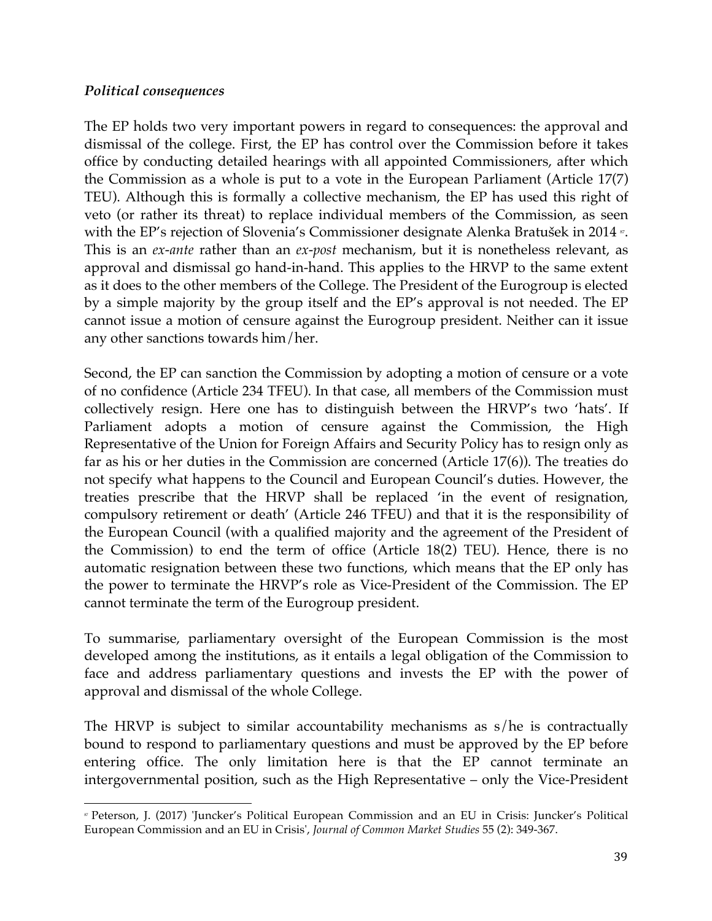### *Political consequences*

The EP holds two very important powers in regard to consequences: the approval and dismissal of the college. First, the EP has control over the Commission before it takes office by conducting detailed hearings with all appointed Commissioners, after which the Commission as a whole is put to a vote in the European Parliament (Article 17(7) TEU). Although this is formally a collective mechanism, the EP has used this right of veto (or rather its threat) to replace individual members of the Commission, as seen with the EP's rejection of Slovenia's Commissioner designate Alenka Bratušek in 2014 [57]. This is an *ex-ante* rather than an *ex-post* mechanism, but it is nonetheless relevant, as approval and dismissal go hand-in-hand. This applies to the HRVP to the same extent as it does to the other members of the College. The President of the Eurogroup is elected by a simple majority by the group itself and the EP's approval is not needed. The EP cannot issue a motion of censure against the Eurogroup president. Neither can it issue any other sanctions towards him/her.

Second, the EP can sanction the Commission by adopting a motion of censure or a vote of no confidence (Article 234 TFEU). In that case, all members of the Commission must collectively resign. Here one has to distinguish between the HRVP's two 'hats'. If Parliament adopts a motion of censure against the Commission, the High Representative of the Union for Foreign Affairs and Security Policy has to resign only as far as his or her duties in the Commission are concerned (Article 17(6)). The treaties do not specify what happens to the Council and European Council's duties. However, the treaties prescribe that the HRVP shall be replaced 'in the event of resignation, compulsory retirement or death' (Article 246 TFEU) and that it is the responsibility of the European Council (with a qualified majority and the agreement of the President of the Commission) to end the term of office (Article 18(2) TEU). Hence, there is no automatic resignation between these two functions, which means that the EP only has the power to terminate the HRVP's role as Vice-President of the Commission. The EP cannot terminate the term of the Eurogroup president.

To summarise, parliamentary oversight of the European Commission is the most developed among the institutions, as it entails a legal obligation of the Commission to face and address parliamentary questions and invests the EP with the power of approval and dismissal of the whole College.

The HRVP is subject to similar accountability mechanisms as s/he is contractually bound to respond to parliamentary questions and must be approved by the EP before entering office. The only limitation here is that the EP cannot terminate an intergovernmental position, such as the High Representative – only the Vice-President

---

[57] Peterson, J. (2017) 'Juncker's Political European Commission and an EU in Crisis: Juncker's Political European Commission and an EU in Crisis', *Journal of Common Market Studies* 55 (2): 349-367.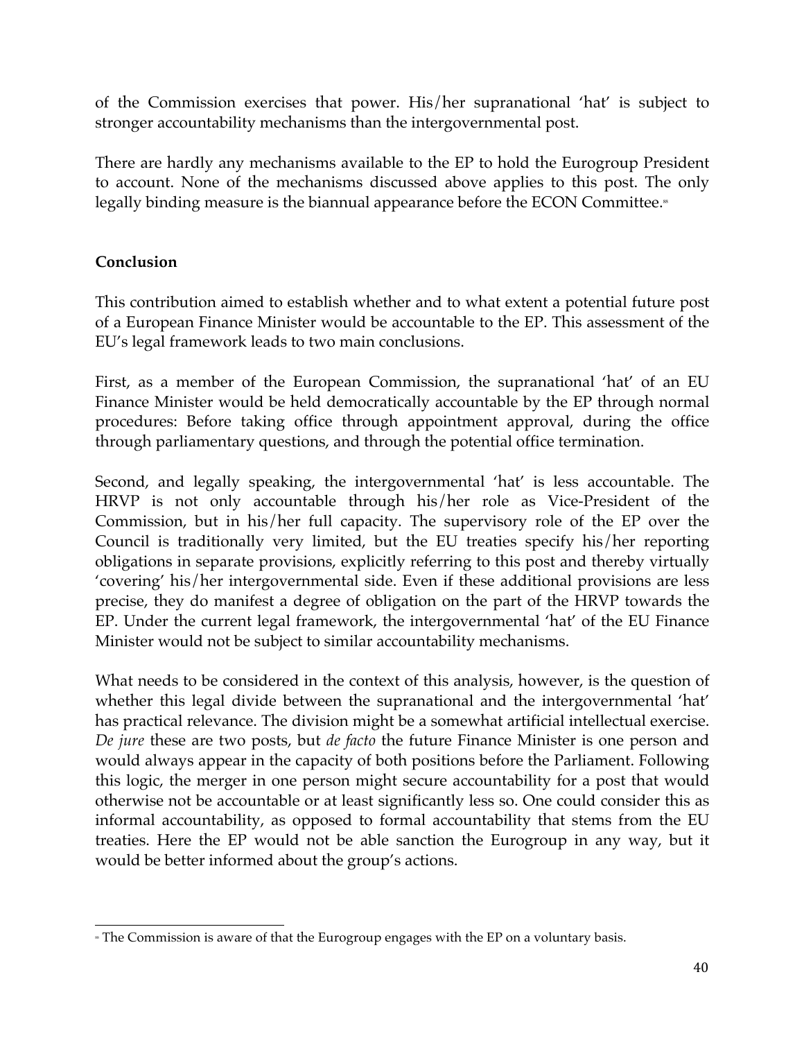of the Commission exercises that power. His/her supranational 'hat' is subject to stronger accountability mechanisms than the intergovernmental post.

There are hardly any mechanisms available to the EP to hold the Eurogroup President to account. None of the mechanisms discussed above applies to this post. The only legally binding measure is the biannual appearance before the ECON Committee.[88]

**Conclusion**

This contribution aimed to establish whether and to what extent a potential future post of a European Finance Minister would be accountable to the EP. This assessment of the EU's legal framework leads to two main conclusions.

First, as a member of the European Commission, the supranational 'hat' of an EU Finance Minister would be held democratically accountable by the EP through normal procedures: Before taking office through appointment approval, during the office through parliamentary questions, and through the potential office termination.

Second, and legally speaking, the intergovernmental 'hat' is less accountable. The HRVP is not only accountable through his/her role as Vice-President of the Commission, but in his/her full capacity. The supervisory role of the EP over the Council is traditionally very limited, but the EU treaties specify his/her reporting obligations in separate provisions, explicitly referring to this post and thereby virtually 'covering' his/her intergovernmental side. Even if these additional provisions are less precise, they do manifest a degree of obligation on the part of the HRVP towards the EP. Under the current legal framework, the intergovernmental 'hat' of the EU Finance Minister would not be subject to similar accountability mechanisms.

What needs to be considered in the context of this analysis, however, is the question of whether this legal divide between the supranational and the intergovernmental 'hat' has practical relevance. The division might be a somewhat artificial intellectual exercise. *De jure* these are two posts, but *de facto* the future Finance Minister is one person and would always appear in the capacity of both positions before the Parliament. Following this logic, the merger in one person might secure accountability for a post that would otherwise not be accountable or at least significantly less so. One could consider this as informal accountability, as opposed to formal accountability that stems from the EU treaties. Here the EP would not be able sanction the Eurogroup in any way, but it would be better informed about the group's actions.

---

[88] The Commission is aware of that the Eurogroup engages with the EP on a voluntary basis.